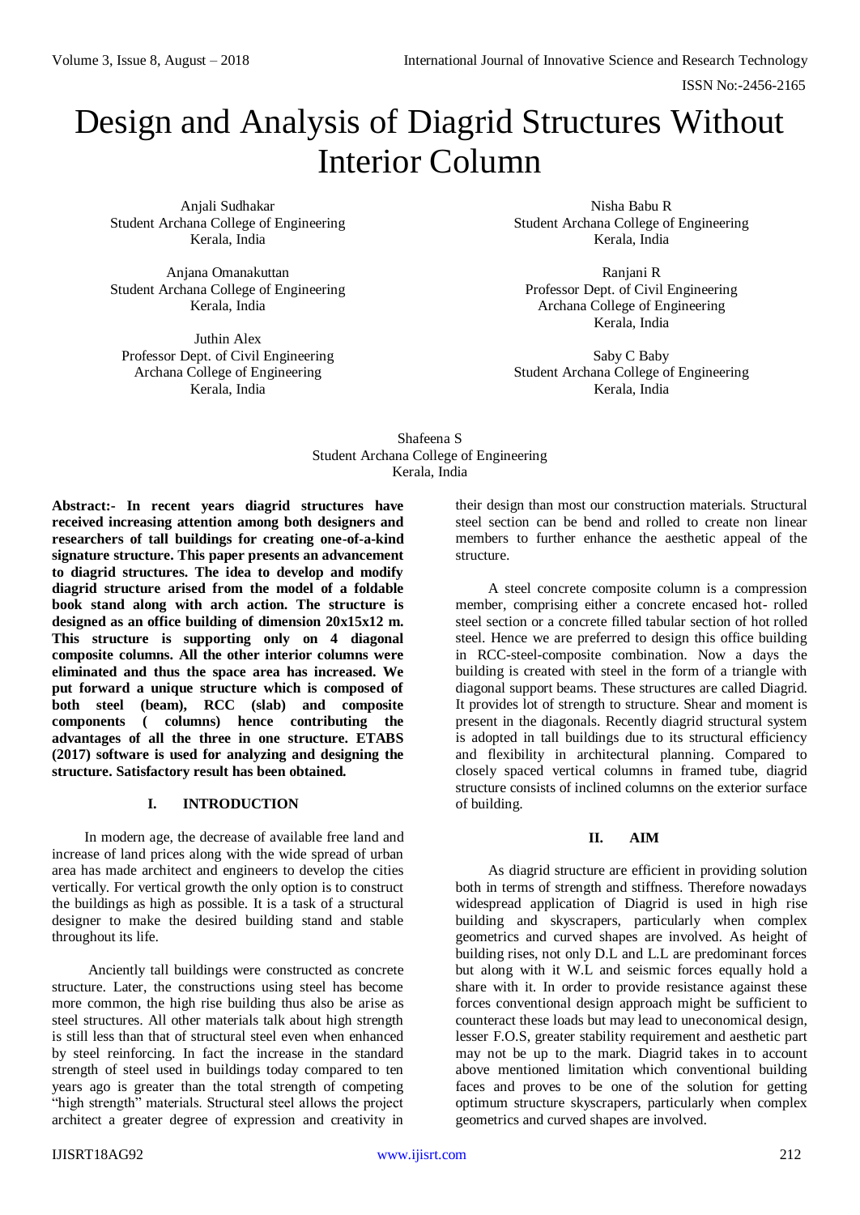# Design and Analysis of Diagrid Structures Without Interior Column

Anjali Sudhakar
Student Archana College of Engineering
Kerala, India

Nisha Babu R
Student Archana College of Engineering
Kerala, India

Anjana Omanakuttan
Student Archana College of Engineering
Kerala, India

Ranjani R
Professor Dept. of Civil Engineering
Archana College of Engineering
Kerala, India

Juthin Alex
Professor Dept. of Civil Engineering
Archana College of Engineering
Kerala, India

Saby C Baby
Student Archana College of Engineering
Kerala, India

Shafeena S
Student Archana College of Engineering
Kerala, India

**Abstract:- In recent years diagrid structures have received increasing attention among both designers and researchers of tall buildings for creating one-of-a-kind signature structure. This paper presents an advancement to diagrid structures. The idea to develop and modify diagrid structure arised from the model of a foldable book stand along with arch action. The structure is designed as an office building of dimension 20x15x12 m. This structure is supporting only on 4 diagonal composite columns. All the other interior columns were eliminated and thus the space area has increased. We put forward a unique structure which is composed of both steel (beam), RCC (slab) and composite components ( columns) hence contributing the advantages of all the three in one structure. ETABS (2017) software is used for analyzing and designing the structure. Satisfactory result has been obtained.**

## I. INTRODUCTION

In modern age, the decrease of available free land and increase of land prices along with the wide spread of urban area has made architect and engineers to develop the cities vertically. For vertical growth the only option is to construct the buildings as high as possible. It is a task of a structural designer to make the desired building stand and stable throughout its life.

Anciently tall buildings were constructed as concrete structure. Later, the constructions using steel has become more common, the high rise building thus also be arise as steel structures. All other materials talk about high strength is still less than that of structural steel even when enhanced by steel reinforcing. In fact the increase in the standard strength of steel used in buildings today compared to ten years ago is greater than the total strength of competing "high strength" materials. Structural steel allows the project architect a greater degree of expression and creativity in their design than most our construction materials. Structural steel section can be bend and rolled to create non linear members to further enhance the aesthetic appeal of the structure.

A steel concrete composite column is a compression member, comprising either a concrete encased hot- rolled steel section or a concrete filled tabular section of hot rolled steel. Hence we are preferred to design this office building in RCC-steel-composite combination. Now a days the building is created with steel in the form of a triangle with diagonal support beams. These structures are called Diagrid. It provides lot of strength to structure. Shear and moment is present in the diagonals. Recently diagrid structural system is adopted in tall buildings due to its structural efficiency and flexibility in architectural planning. Compared to closely spaced vertical columns in framed tube, diagrid structure consists of inclined columns on the exterior surface of building.

## II. AIM

As diagrid structure are efficient in providing solution both in terms of strength and stiffness. Therefore nowadays widespread application of Diagrid is used in high rise building and skyscrapers, particularly when complex geometrics and curved shapes are involved. As height of building rises, not only D.L and L.L are predominant forces but along with it W.L and seismic forces equally hold a share with it. In order to provide resistance against these forces conventional design approach might be sufficient to counteract these loads but may lead to uneconomical design, lesser F.O.S, greater stability requirement and aesthetic part may not be up to the mark. Diagrid takes in to account above mentioned limitation which conventional building faces and proves to be one of the solution for getting optimum structure skyscrapers, particularly when complex geometrics and curved shapes are involved.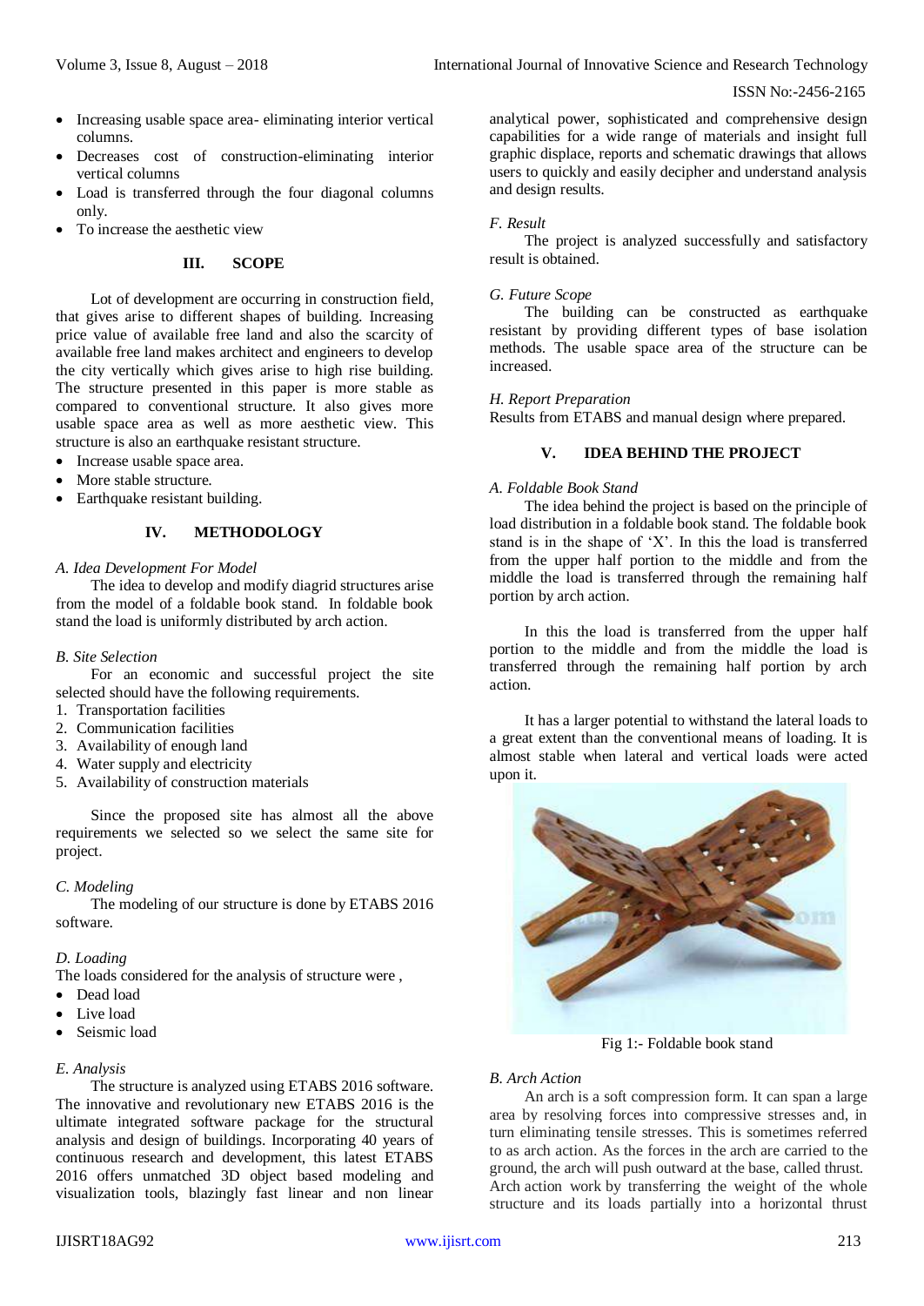- Increasing usable space area- eliminating interior vertical columns.
- Decreases cost of construction-eliminating interior vertical columns
- Load is transferred through the four diagonal columns only.
- To increase the aesthetic view

## III. SCOPE

Lot of development are occurring in construction field, that gives arise to different shapes of building. Increasing price value of available free land and also the scarcity of available free land makes architect and engineers to develop the city vertically which gives arise to high rise building. The structure presented in this paper is more stable as compared to conventional structure. It also gives more usable space area as well as more aesthetic view. This structure is also an earthquake resistant structure.

- Increase usable space area.
- More stable structure.
- Earthquake resistant building.

## IV. METHODOLOGY

### *A. Idea Development For Model*

The idea to develop and modify diagrid structures arise from the model of a foldable book stand. In foldable book stand the load is uniformly distributed by arch action.

### *B. Site Selection*

For an economic and successful project the site selected should have the following requirements.

1. Transportation facilities
2. Communication facilities
3. Availability of enough land
4. Water supply and electricity
5. Availability of construction materials

Since the proposed site has almost all the above requirements we selected so we select the same site for project.

### *C. Modeling*

The modeling of our structure is done by ETABS 2016 software.

### *D. Loading*

The loads considered for the analysis of structure were ,

- Dead load
- Live load
- Seismic load

### *E. Analysis*

The structure is analyzed using ETABS 2016 software. The innovative and revolutionary new ETABS 2016 is the ultimate integrated software package for the structural analysis and design of buildings. Incorporating 40 years of continuous research and development, this latest ETABS 2016 offers unmatched 3D object based modeling and visualization tools, blazingly fast linear and non linear analytical power, sophisticated and comprehensive design capabilities for a wide range of materials and insight full graphic displace, reports and schematic drawings that allows users to quickly and easily decipher and understand analysis and design results.

### *F. Result*

The project is analyzed successfully and satisfactory result is obtained.

### *G. Future Scope*

The building can be constructed as earthquake resistant by providing different types of base isolation methods. The usable space area of the structure can be increased.

### *H. Report Preparation*

Results from ETABS and manual design where prepared.

## V. IDEA BEHIND THE PROJECT

### *A. Foldable Book Stand*

The idea behind the project is based on the principle of load distribution in a foldable book stand. The foldable book stand is in the shape of 'X'. In this the load is transferred from the upper half portion to the middle and from the middle the load is transferred through the remaining half portion by arch action.

In this the load is transferred from the upper half portion to the middle and from the middle the load is transferred through the remaining half portion by arch action.

It has a larger potential to withstand the lateral loads to a great extent than the conventional means of loading. It is almost stable when lateral and vertical loads were acted upon it.

Fig 1:- Foldable book stand

### *B. Arch Action*

An arch is a soft compression form. It can span a large area by resolving forces into compressive stresses and, in turn eliminating tensile stresses. This is sometimes referred to as arch action. As the forces in the arch are carried to the ground, the arch will push outward at the base, called thrust. Arch action work by transferring the weight of the whole structure and its loads partially into a horizontal thrust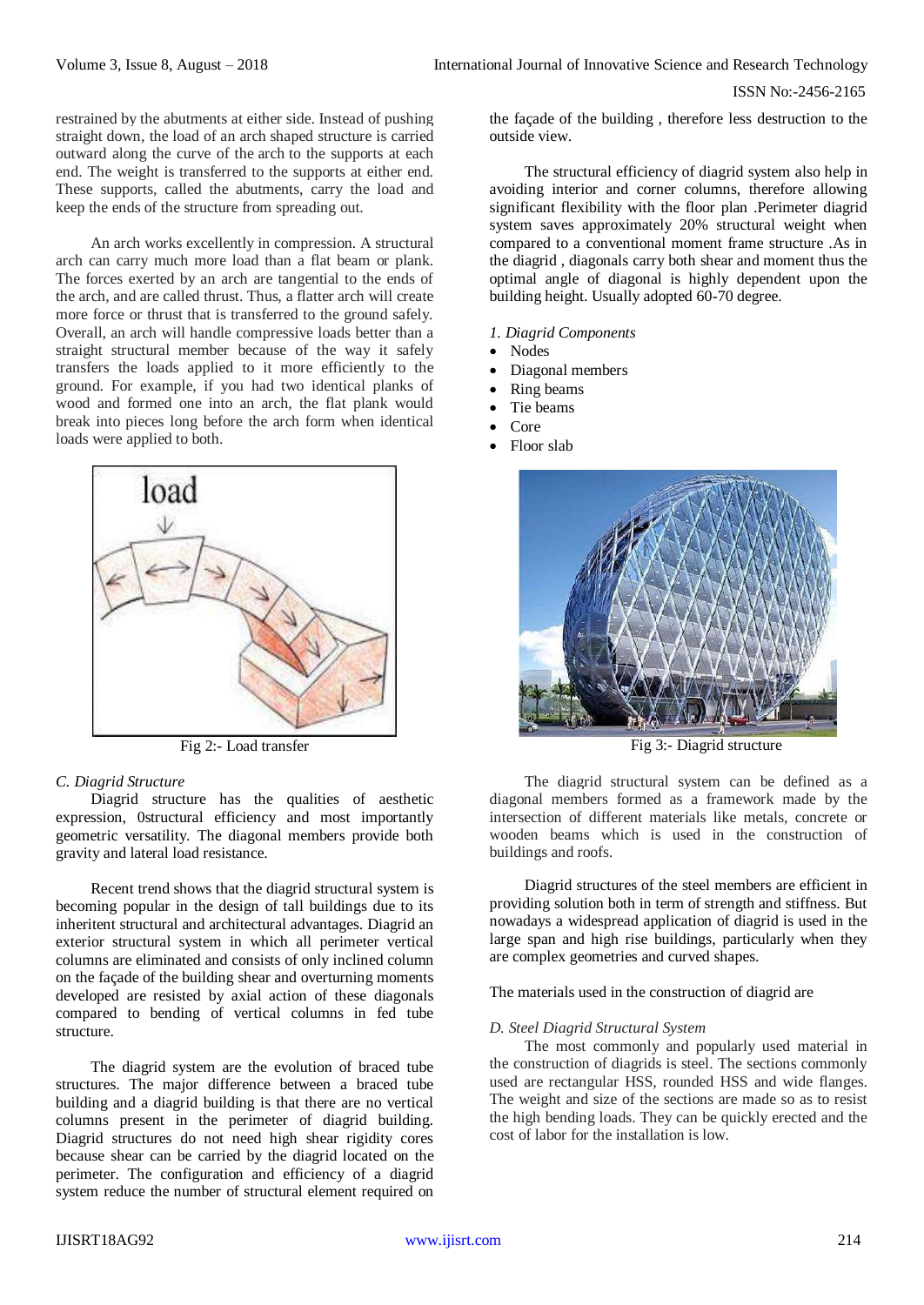restrained by the abutments at either side. Instead of pushing straight down, the load of an arch shaped structure is carried outward along the curve of the arch to the supports at each end. The weight is transferred to the supports at either end. These supports, called the abutments, carry the load and keep the ends of the structure from spreading out.

An arch works excellently in compression. A structural arch can carry much more load than a flat beam or plank. The forces exerted by an arch are tangential to the ends of the arch, and are called thrust. Thus, a flatter arch will create more force or thrust that is transferred to the ground safely. Overall, an arch will handle compressive loads better than a straight structural member because of the way it safely transfers the loads applied to it more efficiently to the ground. For example, if you had two identical planks of wood and formed one into an arch, the flat plank would break into pieces long before the arch form when identical loads were applied to both.

Fig 2:- Load transfer

### *C. Diagrid Structure*

Diagrid structure has the qualities of aesthetic expression, 0structural efficiency and most importantly geometric versatility. The diagonal members provide both gravity and lateral load resistance.

Recent trend shows that the diagrid structural system is becoming popular in the design of tall buildings due to its inheritent structural and architectural advantages. Diagrid an exterior structural system in which all perimeter vertical columns are eliminated and consists of only inclined column on the façade of the building shear and overturning moments developed are resisted by axial action of these diagonals compared to bending of vertical columns in fed tube structure.

The diagrid system are the evolution of braced tube structures. The major difference between a braced tube building and a diagrid building is that there are no vertical columns present in the perimeter of diagrid building. Diagrid structures do not need high shear rigidity cores because shear can be carried by the diagrid located on the perimeter. The configuration and efficiency of a diagrid system reduce the number of structural element required on the façade of the building , therefore less destruction to the outside view.

The structural efficiency of diagrid system also help in avoiding interior and corner columns, therefore allowing significant flexibility with the floor plan .Perimeter diagrid system saves approximately 20% structural weight when compared to a conventional moment frame structure .As in the diagrid , diagonals carry both shear and moment thus the optimal angle of diagonal is highly dependent upon the building height. Usually adopted 60-70 degree.

*1. Diagrid Components*

- Nodes
- Diagonal members
- Ring beams
- Tie beams
- Core
- Floor slab

Fig 3:- Diagrid structure

The diagrid structural system can be defined as a diagonal members formed as a framework made by the intersection of different materials like metals, concrete or wooden beams which is used in the construction of buildings and roofs.

Diagrid structures of the steel members are efficient in providing solution both in term of strength and stiffness. But nowadays a widespread application of diagrid is used in the large span and high rise buildings, particularly when they are complex geometries and curved shapes.

The materials used in the construction of diagrid are

### *D. Steel Diagrid Structural System*

The most commonly and popularly used material in the construction of diagrids is steel. The sections commonly used are rectangular HSS, rounded HSS and wide flanges. The weight and size of the sections are made so as to resist the high bending loads. They can be quickly erected and the cost of labor for the installation is low.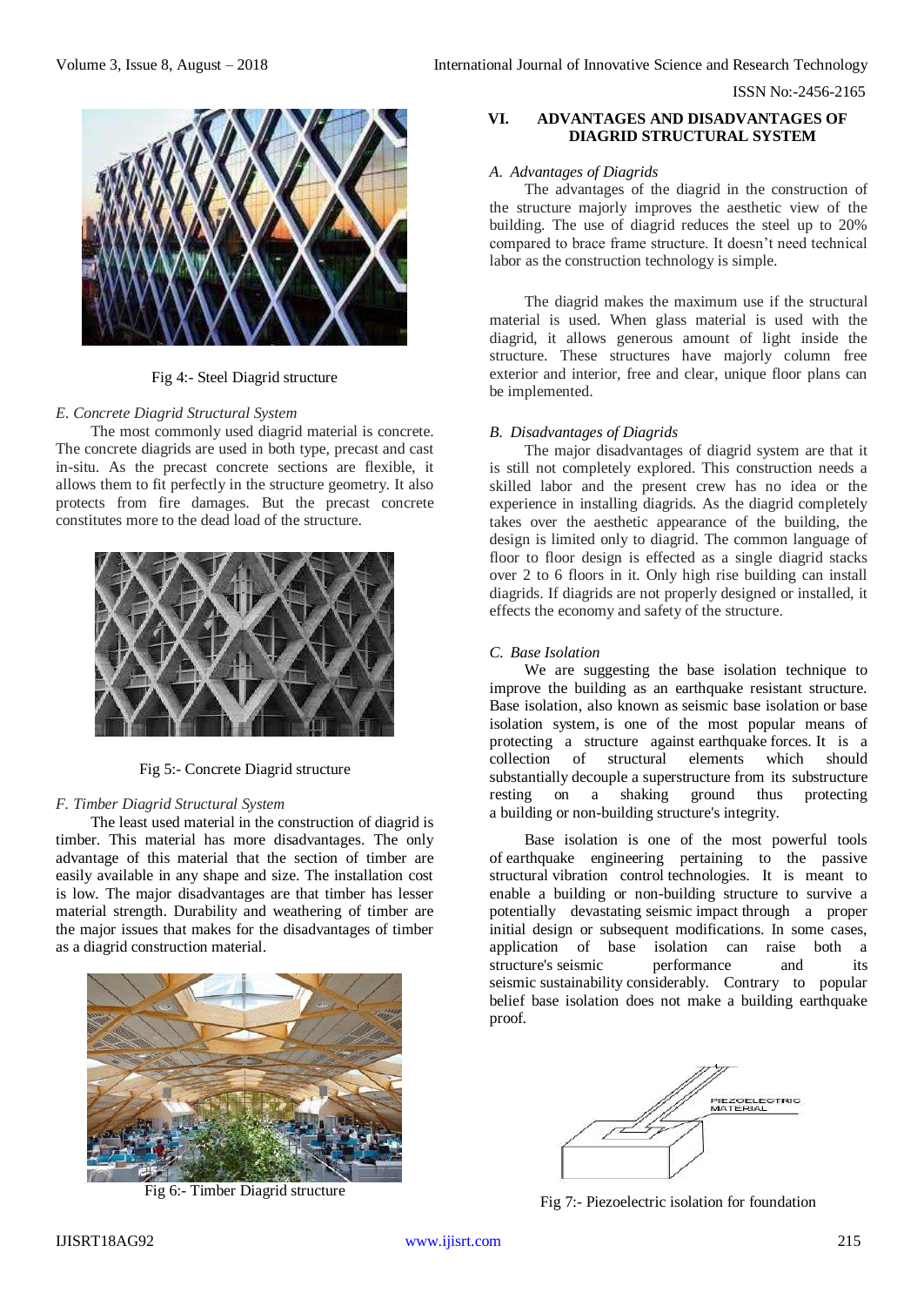Fig 4:- Steel Diagrid structure

### *E. Concrete Diagrid Structural System*

The most commonly used diagrid material is concrete. The concrete diagrids are used in both type, precast and cast in-situ. As the precast concrete sections are flexible, it allows them to fit perfectly in the structure geometry. It also protects from fire damages. But the precast concrete constitutes more to the dead load of the structure.

Fig 5:- Concrete Diagrid structure

### *F. Timber Diagrid Structural System*

The least used material in the construction of diagrid is timber. This material has more disadvantages. The only advantage of this material that the section of timber are easily available in any shape and size. The installation cost is low. The major disadvantages are that timber has lesser material strength. Durability and weathering of timber are the major issues that makes for the disadvantages of timber as a diagrid construction material.

Fig 6:- Timber Diagrid structure

## VI. ADVANTAGES AND DISADVANTAGES OF DIAGRID STRUCTURAL SYSTEM

### *A. Advantages of Diagrids*

The advantages of the diagrid in the construction of the structure majorly improves the aesthetic view of the building. The use of diagrid reduces the steel up to 20% compared to brace frame structure. It doesn't need technical labor as the construction technology is simple.

The diagrid makes the maximum use if the structural material is used. When glass material is used with the diagrid, it allows generous amount of light inside the structure. These structures have majorly column free exterior and interior, free and clear, unique floor plans can be implemented.

### *B. Disadvantages of Diagrids*

The major disadvantages of diagrid system are that it is still not completely explored. This construction needs a skilled labor and the present crew has no idea or the experience in installing diagrids. As the diagrid completely takes over the aesthetic appearance of the building, the design is limited only to diagrid. The common language of floor to floor design is effected as a single diagrid stacks over 2 to 6 floors in it. Only high rise building can install diagrids. If diagrids are not properly designed or installed, it effects the economy and safety of the structure.

### *C. Base Isolation*

We are suggesting the base isolation technique to improve the building as an earthquake resistant structure. Base isolation, also known as seismic base isolation or base isolation system, is one of the most popular means of protecting a structure against earthquake forces. It is a collection of structural elements which should substantially decouple a superstructure from its substructure resting on a shaking ground thus protecting a building or non-building structure's integrity.

Base isolation is one of the most powerful tools of earthquake engineering pertaining to the passive structural vibration control technologies. It is meant to enable a building or non-building structure to survive a potentially devastating seismic impact through a proper initial design or subsequent modifications. In some cases, application of base isolation can raise both a structure's seismic performance and its seismic sustainability considerably. Contrary to popular belief base isolation does not make a building earthquake proof.

Fig 7:- Piezoelectric isolation for foundation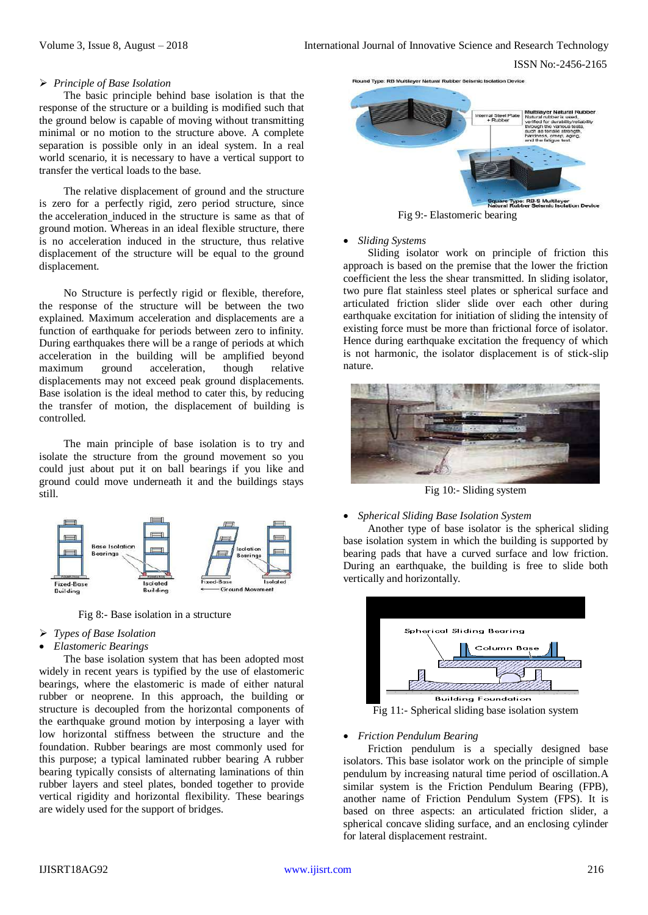➢ *Principle of Base Isolation*

The basic principle behind base isolation is that the response of the structure or a building is modified such that the ground below is capable of moving without transmitting minimal or no motion to the structure above. A complete separation is possible only in an ideal system. In a real world scenario, it is necessary to have a vertical support to transfer the vertical loads to the base.

The relative displacement of ground and the structure is zero for a perfectly rigid, zero period structure, since the acceleration induced in the structure is same as that of ground motion. Whereas in an ideal flexible structure, there is no acceleration induced in the structure, thus relative displacement of the structure will be equal to the ground displacement.

No Structure is perfectly rigid or flexible, therefore, the response of the structure will be between the two explained. Maximum acceleration and displacements are a function of earthquake for periods between zero to infinity. During earthquakes there will be a range of periods at which acceleration in the building will be amplified beyond maximum ground acceleration, though relative displacements may not exceed peak ground displacements. Base isolation is the ideal method to cater this, by reducing the transfer of motion, the displacement of building is controlled.

The main principle of base isolation is to try and isolate the structure from the ground movement so you could just about put it on ball bearings if you like and ground could move underneath it and the buildings stays still.

Fig 8:- Base isolation in a structure

➢ *Types of Base Isolation*

- *Elastomeric Bearings*

The base isolation system that has been adopted most widely in recent years is typified by the use of elastomeric bearings, where the elastomeric is made of either natural rubber or neoprene. In this approach, the building or structure is decoupled from the horizontal components of the earthquake ground motion by interposing a layer with low horizontal stiffness between the structure and the foundation. Rubber bearings are most commonly used for this purpose; a typical laminated rubber bearing A rubber bearing typically consists of alternating laminations of thin rubber layers and steel plates, bonded together to provide vertical rigidity and horizontal flexibility. These bearings are widely used for the support of bridges.

Fig 9:- Elastomeric bearing

- *Sliding Systems*

Sliding isolator work on principle of friction this approach is based on the premise that the lower the friction coefficient the less the shear transmitted. In sliding isolator, two pure flat stainless steel plates or spherical surface and articulated friction slider slide over each other during earthquake excitation for initiation of sliding the intensity of existing force must be more than frictional force of isolator. Hence during earthquake excitation the frequency of which is not harmonic, the isolator displacement is of stick-slip nature.

Fig 10:- Sliding system

- *Spherical Sliding Base Isolation System*

Another type of base isolator is the spherical sliding base isolation system in which the building is supported by bearing pads that have a curved surface and low friction. During an earthquake, the building is free to slide both vertically and horizontally.

Fig 11:- Spherical sliding base isolation system

- *Friction Pendulum Bearing*

Friction pendulum is a specially designed base isolators. This base isolator work on the principle of simple pendulum by increasing natural time period of oscillation.A similar system is the Friction Pendulum Bearing (FPB), another name of Friction Pendulum System (FPS). It is based on three aspects: an articulated friction slider, a spherical concave sliding surface, and an enclosing cylinder for lateral displacement restraint.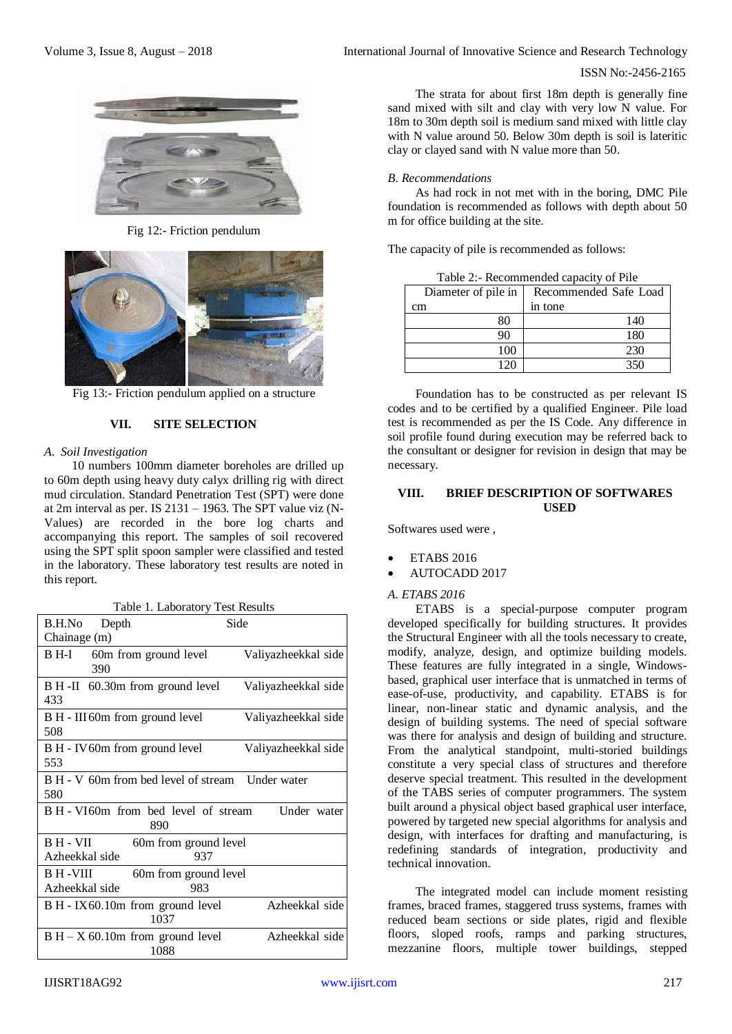Fig 12:- Friction pendulum

Fig 13:- Friction pendulum applied on a structure

## VII. SITE SELECTION

### *A. Soil Investigation*

10 numbers 100mm diameter boreholes are drilled up to 60m depth using heavy duty calyx drilling rig with direct mud circulation. Standard Penetration Test (SPT) were done at 2m interval as per. IS 2131 – 1963. The SPT value viz (N-Values) are recorded in the bore log charts and accompanying this report. The samples of soil recovered using the SPT split spoon sampler were classified and tested in the laboratory. These laboratory test results are noted in this report.

Table 1. Laboratory Test Results

| B.H.No Chainage (m) | Depth | Side |
|---|---|---|
| B H-I 390 | 60m from ground level | Valiyazheekkal side |
| B H -II 433 | 60.30m from ground level | Valiyazheekkal side |
| B H - III 508 | 60m from ground level | Valiyazheekkal side |
| B H - IV 553 | 60m from ground level | Valiyazheekkal side |
| B H - V 580 | 60m from bed level of stream | Under water |
| B H - VI 890 | 60m from bed level of stream | Under water |
| B H - VII 937 | 60m from ground level | Azheekkal side |
| B H -VIII 983 | 60m from ground level | Azheekkal side |
| B H - IX 1037 | 60.10m from ground level | Azheekkal side |
| B H – X 1088 | 60.10m from ground level | Azheekkal side |

The strata for about first 18m depth is generally fine sand mixed with silt and clay with very low N value. For 18m to 30m depth soil is medium sand mixed with little clay with N value around 50. Below 30m depth is soil is lateritic clay or clayed sand with N value more than 50.

### *B. Recommendations*

As had rock in not met with in the boring, DMC Pile foundation is recommended as follows with depth about 50 m for office building at the site.

The capacity of pile is recommended as follows:

Table 2:- Recommended capacity of Pile

| Diameter of pile in cm | Recommended Safe Load in tone |
|---|---|
| 80 | 140 |
| 90 | 180 |
| 100 | 230 |
| 120 | 350 |

Foundation has to be constructed as per relevant IS codes and to be certified by a qualified Engineer. Pile load test is recommended as per the IS Code. Any difference in soil profile found during execution may be referred back to the consultant or designer for revision in design that may be necessary.

## VIII. BRIEF DESCRIPTION OF SOFTWARES USED

Softwares used were ,

- ETABS 2016
- AUTOCADD 2017

### *A. ETABS 2016*

ETABS is a special-purpose computer program developed specifically for building structures. It provides the Structural Engineer with all the tools necessary to create, modify, analyze, design, and optimize building models. These features are fully integrated in a single, Windows-based, graphical user interface that is unmatched in terms of ease-of-use, productivity, and capability. ETABS is for linear, non-linear static and dynamic analysis, and the design of building systems. The need of special software was there for analysis and design of building and structure. From the analytical standpoint, multi-storied buildings constitute a very special class of structures and therefore deserve special treatment. This resulted in the development of the TABS series of computer programmers. The system built around a physical object based graphical user interface, powered by targeted new special algorithms for analysis and design, with interfaces for drafting and manufacturing, is redefining standards of integration, productivity and technical innovation.

The integrated model can include moment resisting frames, braced frames, staggered truss systems, frames with reduced beam sections or side plates, rigid and flexible floors, sloped roofs, ramps and parking structures, mezzanine floors, multiple tower buildings, stepped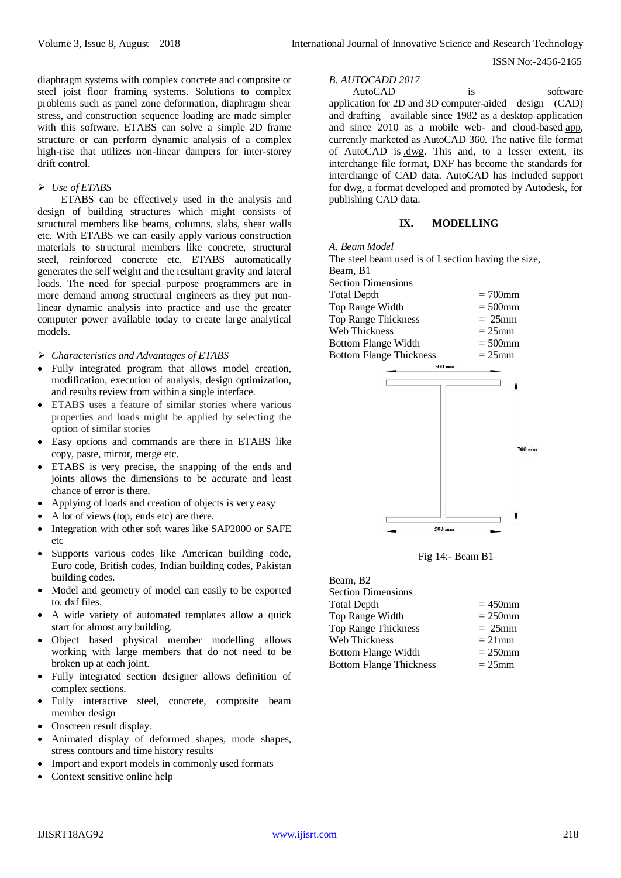diaphragm systems with complex concrete and composite or steel joist floor framing systems. Solutions to complex problems such as panel zone deformation, diaphragm shear stress, and construction sequence loading are made simpler with this software. ETABS can solve a simple 2D frame structure or can perform dynamic analysis of a complex high-rise that utilizes non-linear dampers for inter-storey drift control.

➢ *Use of ETABS*

ETABS can be effectively used in the analysis and design of building structures which might consists of structural members like beams, columns, slabs, shear walls etc. With ETABS we can easily apply various construction materials to structural members like concrete, structural steel, reinforced concrete etc. ETABS automatically generates the self weight and the resultant gravity and lateral loads. The need for special purpose programmers are in more demand among structural engineers as they put non-linear dynamic analysis into practice and use the greater computer power available today to create large analytical models.

➢ *Characteristics and Advantages of ETABS*

- Fully integrated program that allows model creation, modification, execution of analysis, design optimization, and results review from within a single interface.
- ETABS uses a feature of similar stories where various properties and loads might be applied by selecting the option of similar stories
- Easy options and commands are there in ETABS like copy, paste, mirror, merge etc.
- ETABS is very precise, the snapping of the ends and joints allows the dimensions to be accurate and least chance of error is there.
- Applying of loads and creation of objects is very easy
- A lot of views (top, ends etc) are there.
- Integration with other soft wares like SAP2000 or SAFE etc
- Supports various codes like American building code, Euro code, British codes, Indian building codes, Pakistan building codes.
- Model and geometry of model can easily to be exported to. dxf files.
- A wide variety of automated templates allow a quick start for almost any building.
- Object based physical member modelling allows working with large members that do not need to be broken up at each joint.
- Fully integrated section designer allows definition of complex sections.
- Fully interactive steel, concrete, composite beam member design
- Onscreen result display.
- Animated display of deformed shapes, mode shapes, stress contours and time history results
- Import and export models in commonly used formats
- Context sensitive online help

*B. AUTOCADD 2017*

AutoCAD is software application for 2D and 3D computer-aided design (CAD) and drafting available since 1982 as a desktop application and since 2010 as a mobile web- and cloud-based app, currently marketed as AutoCAD 360. The native file format of AutoCAD is .dwg. This and, to a lesser extent, its interchange file format, DXF has become the standards for interchange of CAD data. AutoCAD has included support for dwg, a format developed and promoted by Autodesk, for publishing CAD data.

## IX. MODELLING

*A. Beam Model*

The steel beam used is of I section having the size,

Beam, B1

Section Dimensions

| | |
|---|---|
| Total Depth | = 700mm |
| Top Range Width | = 500mm |
| Top Range Thickness | = 25mm |
| Web Thickness | = 25mm |
| Bottom Flange Width | = 500mm |
| Bottom Flange Thickness | = 25mm |

Fig 14:- Beam B1

Beam, B2

Section Dimensions

| | |
|---|---|
| Total Depth | = 450mm |
| Top Range Width | = 250mm |
| Top Range Thickness | = 25mm |
| Web Thickness | = 21mm |
| Bottom Flange Width | = 250mm |
| Bottom Flange Thickness | = 25mm |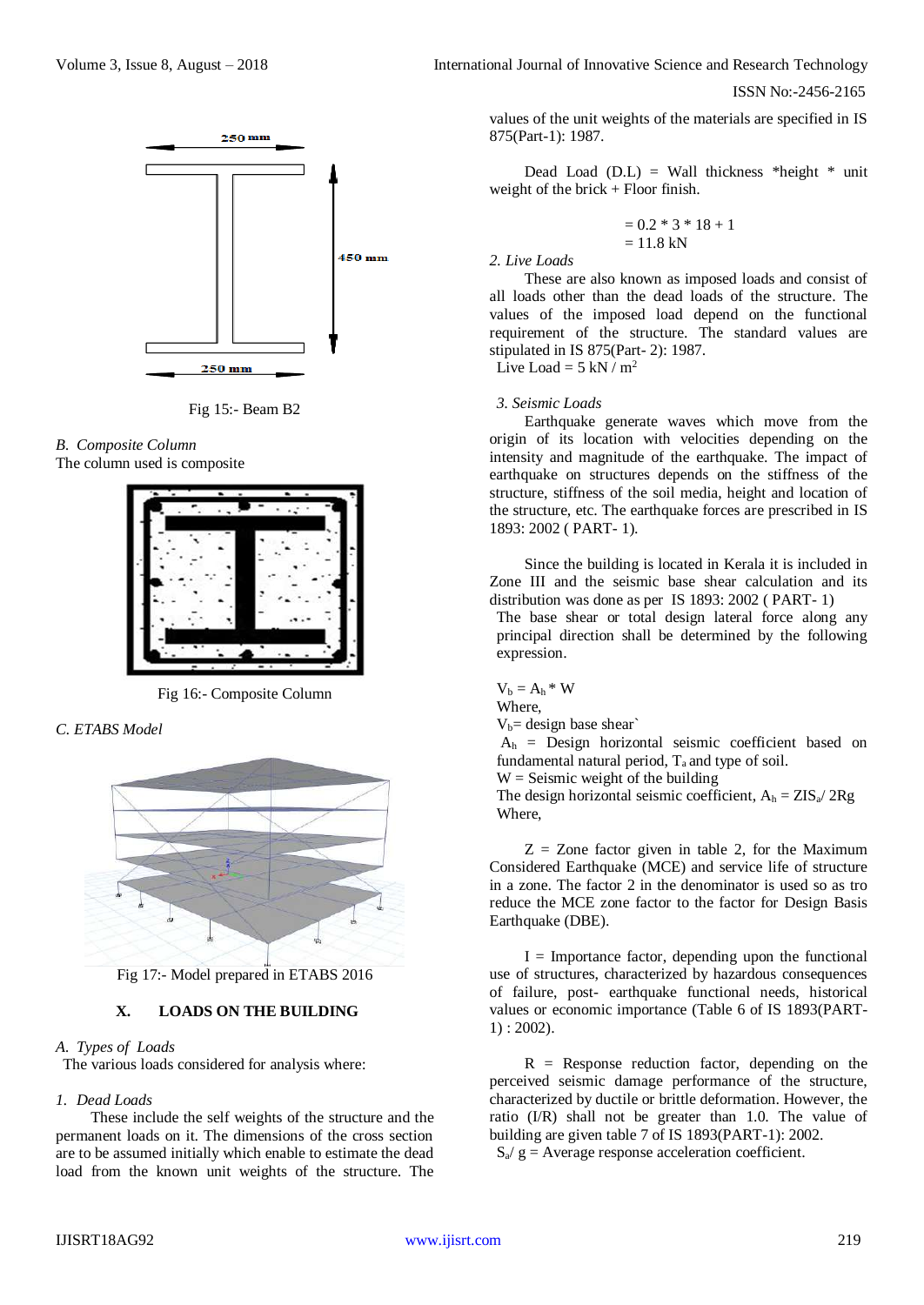Fig 15:- Beam B2

### B. Composite Column

The column used is composite

Fig 16:- Composite Column

### C. ETABS Model

Fig 17:- Model prepared in ETABS 2016

## X. LOADS ON THE BUILDING

### A. Types of Loads

The various loads considered for analysis where:

#### 1. Dead Loads

These include the self weights of the structure and the permanent loads on it. The dimensions of the cross section are to be assumed initially which enable to estimate the dead load from the known unit weights of the structure. The values of the unit weights of the materials are specified in IS 875(Part-1): 1987.

Dead Load (D.L) = Wall thickness *height * unit weight of the brick + Floor finish.

$$= 0.2 * 3 * 18 + 1$$
$$= 11.8 \text{ kN}$$

#### 2. Live Loads

These are also known as imposed loads and consist of all loads other than the dead loads of the structure. The values of the imposed load depend on the functional requirement of the structure. The standard values are stipulated in IS 875(Part- 2): 1987.

Live Load = 5 kN / $m^2$

#### 3. Seismic Loads

Earthquake generate waves which move from the origin of its location with velocities depending on the intensity and magnitude of the earthquake. The impact of earthquake on structures depends on the stiffness of the structure, stiffness of the soil media, height and location of the structure, etc. The earthquake forces are prescribed in IS 1893: 2002 ( PART- 1).

Since the building is located in Kerala it is included in Zone III and the seismic base shear calculation and its distribution was done as per IS 1893: 2002 ( PART- 1)

The base shear or total design lateral force along any principal direction shall be determined by the following expression.

$V_b = A_h * W$

Where,

$V_b$= design base shear`

$A_h$ = Design horizontal seismic coefficient based on fundamental natural period, $T_a$ and type of soil.

W = Seismic weight of the building

The design horizontal seismic coefficient, $A_h = ZIS_a/ 2Rg$

Where,

Z = Zone factor given in table 2, for the Maximum Considered Earthquake (MCE) and service life of structure in a zone. The factor 2 in the denominator is used so as tro reduce the MCE zone factor to the factor for Design Basis Earthquake (DBE).

I = Importance factor, depending upon the functional use of structures, characterized by hazardous consequences of failure, post- earthquake functional needs, historical values or economic importance (Table 6 of IS 1893(PART-1) : 2002).

R = Response reduction factor, depending on the perceived seismic damage performance of the structure, characterized by ductile or brittle deformation. However, the ratio (I/R) shall not be greater than 1.0. The value of building are given table 7 of IS 1893(PART-1): 2002.

$S_a/ g$ = Average response acceleration coefficient.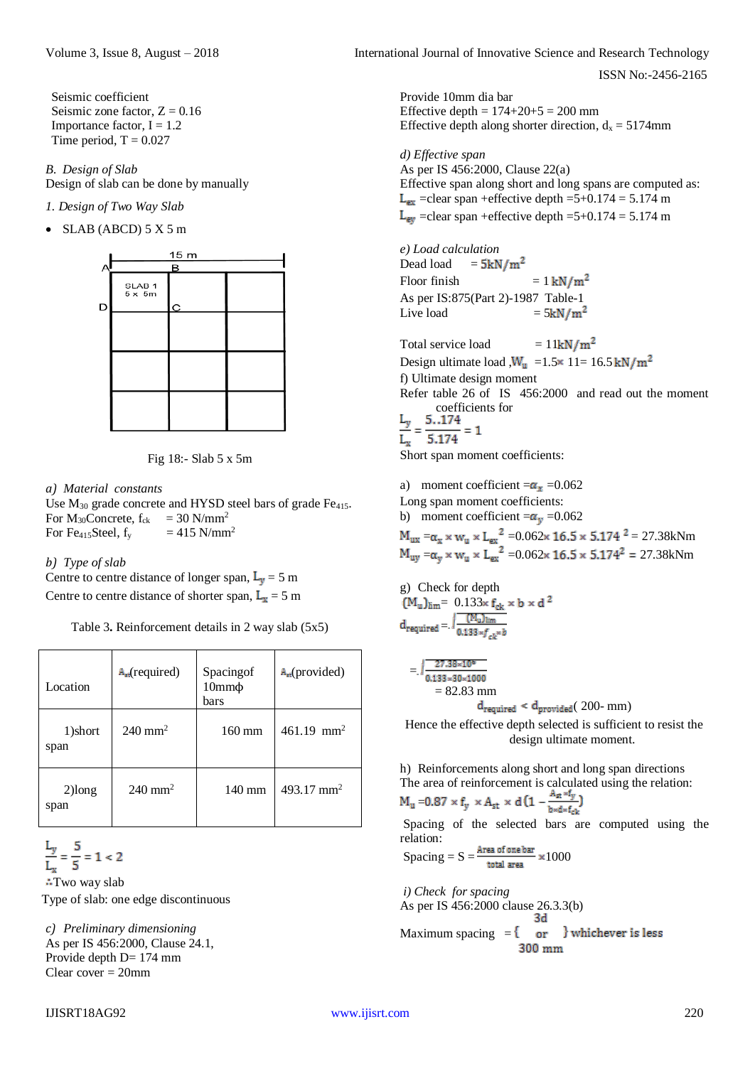Seismic coefficient
Seismic zone factor, Z = 0.16
Importance factor, I = 1.2
Time period, T = 0.027

*B. Design of Slab*

Design of slab can be done by manually

*1. Design of Two Way Slab*

- SLAB (ABCD) 5 X 5 m

Fig 18:- Slab 5 x 5m

*a) Material constants*

Use $M_{30}$ grade concrete and HYSD steel bars of grade $Fe_{415}$.
For $M_{30}$Concrete, $f_{ck}$ = 30 N/mm$^2$
For $Fe_{415}$Steel, $f_y$ = 415 N/mm$^2$

*b) Type of slab*

Centre to centre distance of longer span, $L_y$ = 5 m
Centre to centre distance of shorter span, $L_x$ = 5 m

Table 3. Reinforcement details in 2 way slab (5x5)

| Location | $A_{st}$(required) | Spacingof 10mmϕ bars | $A_{st}$(provided) |
|---|---|---|---|
| 1)short span | 240 mm$^2$ | 160 mm | 461.19 mm$^2$ |
| 2)long span | 240 mm$^2$ | 140 mm | 493.17 mm$^2$ |

$$\frac{L_y}{L_x} = \frac{5}{5} = 1 < 2$$

∴Two way slab
Type of slab: one edge discontinuous

*c) Preliminary dimensioning*

As per IS 456:2000, Clause 24.1,
Provide depth D= 174 mm
Clear cover = 20mm
Provide 10mm dia bar
Effective depth = 174+20+5 = 200 mm
Effective depth along shorter direction, $d_x$ = 5174mm

*d) Effective span*

As per IS 456:2000, Clause 22(a)
Effective span along short and long spans are computed as:
$L_{ex}$ =clear span +effective depth =5+0.174 = 5.174 m
$L_{ey}$ =clear span +effective depth =5+0.174 = 5.174 m

*e) Load calculation*

Dead load = 5kN/m$^2$
Floor finish = 1 kN/m$^2$
As per IS:875(Part 2)-1987 Table-1
Live load = 5kN/m$^2$

Total service load = 11kN/m$^2$
Design ultimate load ,$W_u$ =1.5× 11= 16.5 kN/m$^2$
f) Ultimate design moment
Refer table 26 of IS 456:2000 and read out the moment coefficients for

$$\frac{L_y}{L_x} = \frac{5..174}{5.174} = 1$$

Short span moment coefficients:

a) moment coefficient =$\alpha_x$ =0.062
Long span moment coefficients:
b) moment coefficient =$\alpha_y$ =0.062

$M_{ux} = \alpha_x \times w_u \times L_{ex}^2$ =0.062× 16.5 × 5.174 $^2$ = 27.38kNm
$M_{uy} = \alpha_y \times w_u \times L_{ex}^2$ =0.062× 16.5 × 5.174$^2$ = 27.38kNm

g) Check for depth
$(M_u)_{lim}$= 0.133× $f_{ck}$ × b × d $^2$

$$d_{required} = \sqrt{\frac{(M_u)_{lim}}{0.133 \times f_{ck} \times b}}$$

$$= \sqrt{\frac{27.38 \times 10^6}{0.133 \times 30 \times 1000}}$$

= 82.83 mm

$d_{required} < d_{provided}$( 200- mm)

Hence the effective depth selected is sufficient to resist the design ultimate moment.

h) Reinforcements along short and long span directions
The area of reinforcement is calculated using the relation:

$$M_u = 0.87 \times f_y \times A_{st} \times d\left(1 - \frac{A_{st} \times f_y}{b \times d \times f_{ck}}\right)$$

Spacing of the selected bars are computed using the relation:

$$\text{Spacing} = S = \frac{\text{Area of one bar}}{\text{total area}} \times 1000$$

*i) Check for spacing*

As per IS 456:2000 clause 26.3.3(b)

Maximum spacing = { 3d or 300 mm } whichever is less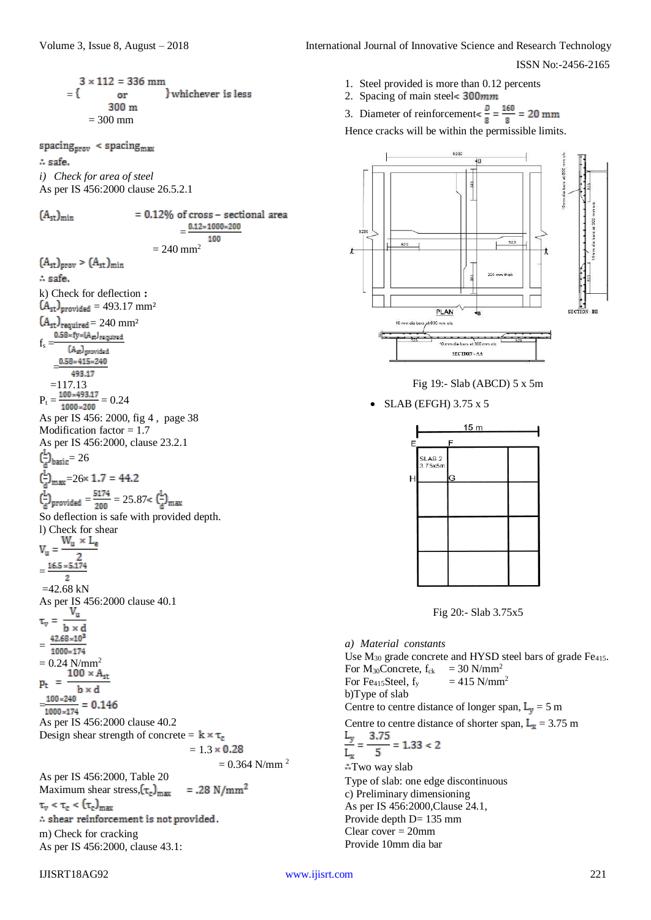$$= \left\{ \begin{array}{c} 3 \times 112 = 336 \text{ mm} \\ \text{or} \\ 300 \text{ m} \end{array} \right\} \text{whichever is less}$$

= 300 mm

$spacing_{prov} < spacing_{max}$

$\therefore$ safe.

*i) Check for area of steel*

As per IS 456:2000 clause 26.5.2.1

$$(A_{st})_{min} = 0.12\% \text{ of cross} - \text{sectional area}$$

$$= \frac{0.12 \times 1000 \times 200}{100}$$

= 240 mm$^2$

$(A_{st})_{prov} > (A_{st})_{min}$

$\therefore$ safe.

k) Check for deflection **:**

$(A_{st})_{provided}$ = 493.17 mm²

$(A_{st})_{required}$ = 240 mm²

$$f_s = \frac{0.58 \times fy \times (A_{st})_{required}}{(A_{st})_{provided}}$$

$$= \frac{0.58 \times 415 \times 240}{493.17}$$

=117.13

$$P_t = \frac{100 \times 493.17}{1000 \times 200} = 0.24$$

As per IS 456: 2000, fig 4 , page 38

Modification factor = 1.7

As per IS 456:2000, clause 23.2.1

$(\frac{L}{d})_{basic}$ = 26

$(\frac{L}{d})_{max}$ =26$\times$ 1.7 = 44.2

$(\frac{L}{d})_{provided} = \frac{5174}{200}$ = 25.87< $(\frac{L}{d})_{max}$

So deflection is safe with provided depth.

l) Check for shear

$$V_u = \frac{W_u \times L_e}{2}$$

$$= \frac{16.5 \times 5.174}{2}$$

=42.68 kN

As per IS 456:2000 clause 40.1

$$\tau_v = \frac{V_u}{b \times d}$$

$$= \frac{42.68 \times 10^3}{1000 \times 174}$$

= 0.24 N/mm$^2$

$$p_t = \frac{100 \times A_{st}}{b \times d}$$

$$= \frac{100 \times 240}{1000 \times 174} = 0.146$$

As per IS 456:2000 clause 40.2

Design shear strength of concrete = $k \times \tau_c$

= 1.3 $\times$ 0.28

= 0.364 N/mm $^2$

As per IS 456:2000, Table 20

Maximum shear stress,$(\tau_c)_{max}$ = .28 N/mm$^2$

$\tau_v < \tau_c < (\tau_c)_{max}$

$\therefore$ shear reinforcement is not provided.

m) Check for cracking

As per IS 456:2000, clause 43.1:

1. Steel provided is more than 0.12 percents
2. Spacing of main steel< 300mm
3. Diameter of reinforcement< $\frac{D}{8} = \frac{160}{8}$ = 20 mm

Hence cracks will be within the permissible limits.

Fig 19:- Slab (ABCD) 5 x 5m

- SLAB (EFGH) 3.75 x 5

Fig 20:- Slab 3.75x5

*a) Material constants*

Use $M_{30}$ grade concrete and HYSD steel bars of grade $Fe_{415}$.

For $M_{30}$Concrete, $f_{ck}$ = 30 N/mm$^2$

For $Fe_{415}$Steel, $f_y$ = 415 N/mm$^2$

b)Type of slab

Centre to centre distance of longer span, $L_y$ = 5 m

Centre to centre distance of shorter span, $L_x$ = 3.75 m

$$\frac{L_y}{L_x} = \frac{3.75}{5} = 1.33 < 2$$

$\therefore$Two way slab

Type of slab: one edge discontinuous

c) Preliminary dimensioning

As per IS 456:2000,Clause 24.1,

Provide depth D= 135 mm

Clear cover = 20mm

Provide 10mm dia bar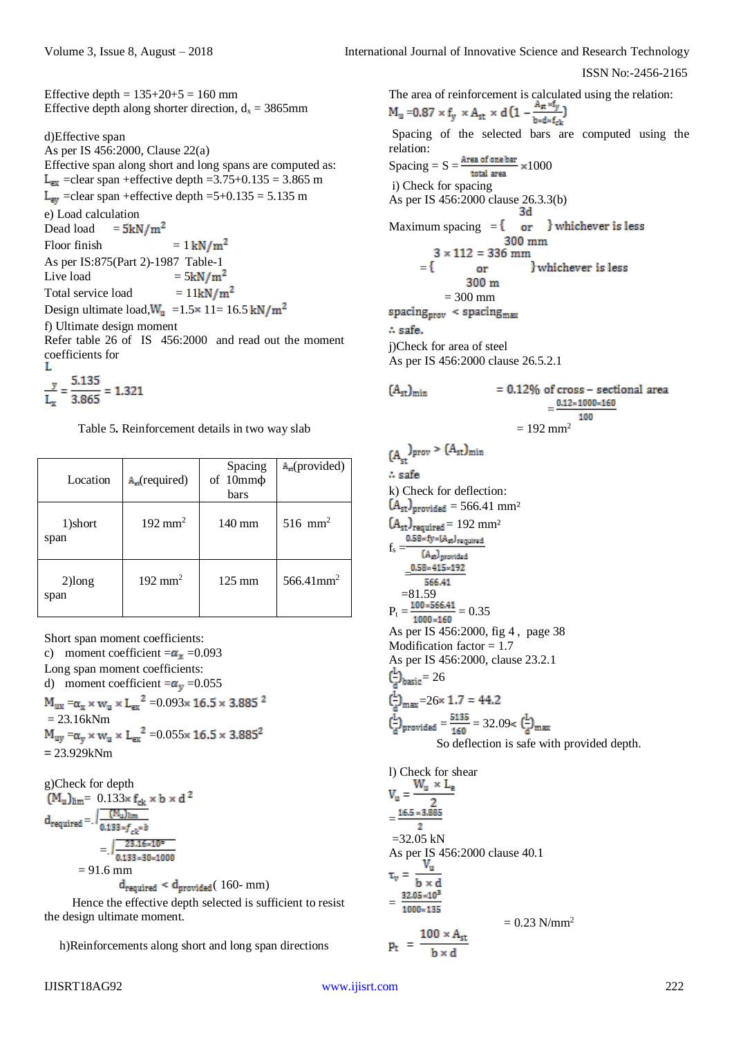Effective depth = 135+20+5 = 160 mm
Effective depth along shorter direction, $d_x$ = 3865mm

d)Effective span

As per IS 456:2000, Clause 22(a)

Effective span along short and long spans are computed as:

$L_{ex}$ =clear span +effective depth =3.75+0.135 = 3.865 m

$L_{ey}$ =clear span +effective depth =5+0.135 = 5.135 m

e) Load calculation

Dead load = $5kN/m^2$

Floor finish = $1 kN/m^2$

As per IS:875(Part 2)-1987 Table-1

Live load = $5kN/m^2$

Total service load = $11kN/m^2$

Design ultimate load,$W_u$ =1.5× 11= 16.5 $kN/m^2$

f) Ultimate design moment

Refer table 26 of IS 456:2000 and read out the moment coefficients for

$$\frac{L_y}{L_x} = \frac{5.135}{3.865} = 1.321$$

Table 5. Reinforcement details in two way slab

| Location | $A_{st}$(required) | Spacing of 10mmϕ bars | $A_{st}$(provided) |
|---|---|---|---|
| 1)short span | 192 $mm^2$ | 140 mm | 516 $mm^2$ |
| 2)long span | 192 $mm^2$ | 125 mm | 566.41$mm^2$ |

Short span moment coefficients:

c) moment coefficient =$\alpha_x$ =0.093

Long span moment coefficients:

d) moment coefficient =$\alpha_y$ =0.055

$M_{ux} = \alpha_x \times w_u \times L_{ex}^2$ =0.093× 16.5 × 3.885 $^2$
= 23.16kNm

$M_{uy} = \alpha_y \times w_u \times L_{ex}^2$ =0.055× 16.5 × 3.885$^2$
= 23.929kNm

g)Check for depth

$(M_u)_{lim}$= 0.133× $f_{ck}$ × b × d $^2$

$$d_{required} = \sqrt{\frac{(M_u)_{lim}}{0.133 \times f_{ck} \times b}}$$

$$= \sqrt{\frac{23.16 \times 10^6}{0.133 \times 30 \times 1000}}$$

= 91.6 mm

$d_{required} < d_{provided}$( 160- mm)

Hence the effective depth selected is sufficient to resist the design ultimate moment.

h)Reinforcements along short and long span directions

The area of reinforcement is calculated using the relation:

$$M_u = 0.87 \times f_y \times A_{st} \times d\left(1 - \frac{A_{st} \times f_y}{b \times d \times f_{ck}}\right)$$

Spacing of the selected bars are computed using the relation:

$$\text{Spacing} = S = \frac{\text{Area of one bar}}{\text{total area}} \times 1000$$

i) Check for spacing

As per IS 456:2000 clause 26.3.3(b)

Maximum spacing = { 3d or 300 mm } whichever is less

= { 3 × 112 = 336 mm or 300 m } whichever is less

= 300 mm

$spacing_{prov}$ < $spacing_{max}$

∴ safe.

j)Check for area of steel

As per IS 456:2000 clause 26.5.2.1

$(A_{st})_{min}$ = 0.12% of cross – sectional area

$$= \frac{0.12 \times 1000 \times 160}{100}$$

= 192 $mm^2$

$(A_{st})_{prov} > (A_{st})_{min}$

∴ safe

k) Check for deflection:

$(A_{st})_{provided}$ = 566.41 mm²

$(A_{st})_{required}$= 192 mm²

$$f_s = \frac{0.58 \times fy \times (A_{st})_{required}}{(A_{st})_{provided}}$$

$$= \frac{0.58 \times 415 \times 192}{566.41}$$

=81.59

$$P_t = \frac{100 \times 566.41}{1000 \times 160} = 0.35$$

As per IS 456:2000, fig 4 , page 38

Modification factor = 1.7

As per IS 456:2000, clause 23.2.1

$(\frac{L}{d})_{basic}$= 26

$(\frac{L}{d})_{max}$=26× 1.7 = 44.2

$(\frac{L}{d})_{provided} = \frac{5135}{160}$ = 32.09< $(\frac{L}{d})_{max}$

So deflection is safe with provided depth.

l) Check for shear

$$V_u = \frac{W_u \times L_e}{2}$$

$$= \frac{16.5 \times 3.885}{2}$$

=32.05 kN

As per IS 456:2000 clause 40.1

$$\tau_v = \frac{V_u}{b \times d}$$

$$= \frac{32.05 \times 10^3}{1000 \times 135}$$

= 0.23 N/mm$^2$

$$p_t = \frac{100 \times A_{st}}{b \times d}$$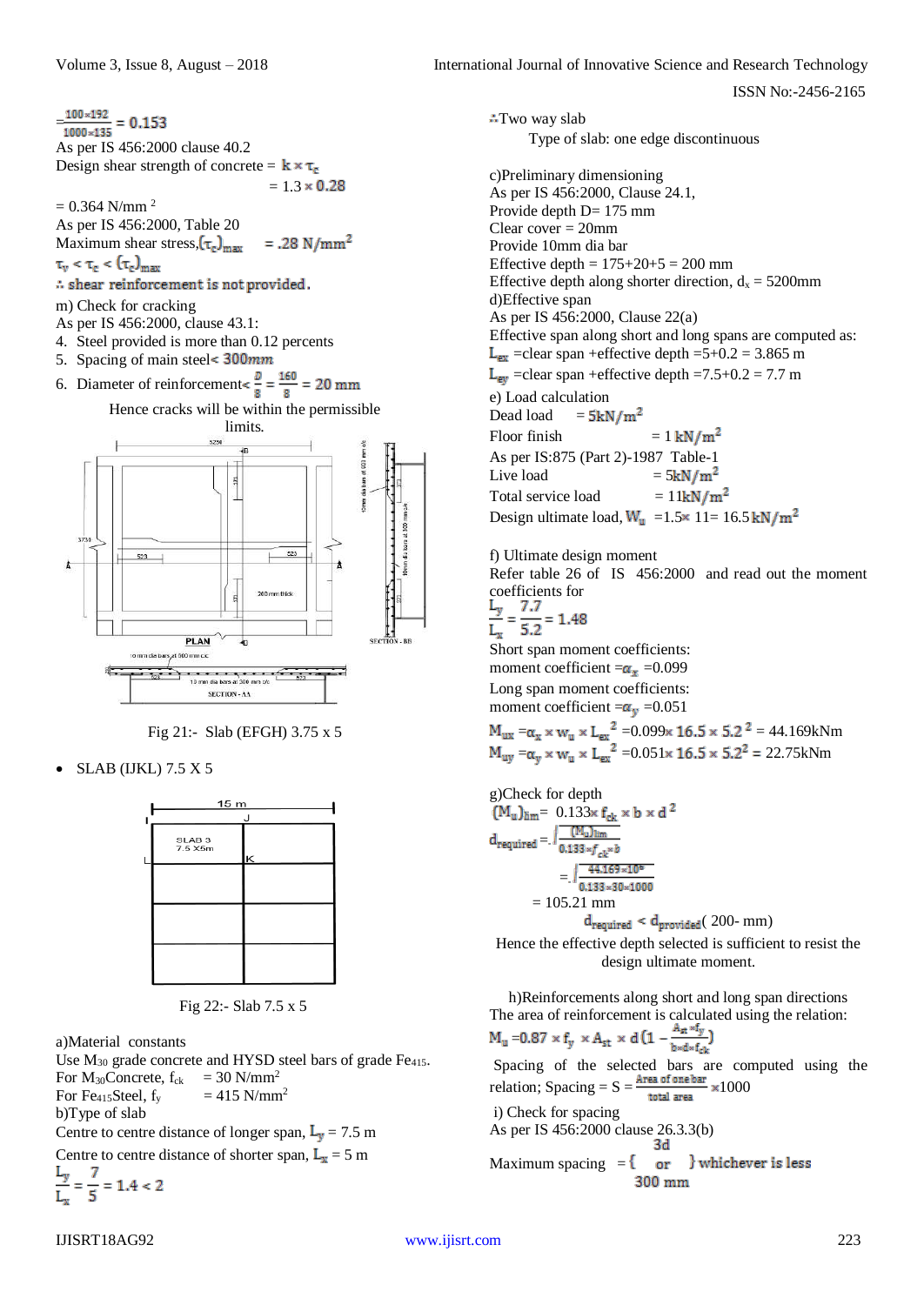$= \frac{100 \times 192}{1000 \times 135} = 0.153$

As per IS 456:2000 clause 40.2

Design shear strength of concrete = $k \times \tau_c$

= 1.3 × 0.28

= 0.364 N/mm $^2$

As per IS 456:2000, Table 20

Maximum shear stress, $(\tau_c)_{max}$ = .28 N/mm$^2$

$\tau_v < \tau_c < (\tau_c)_{max}$

∴ shear reinforcement is not provided.

m) Check for cracking

As per IS 456:2000, clause 43.1:

4. Steel provided is more than 0.12 percents
5. Spacing of main steel< $300mm$
6. Diameter of reinforcement< $\frac{D}{8} = \frac{160}{8} = 20$ mm

Hence cracks will be within the permissible limits.

Fig 21:- Slab (EFGH) 3.75 x 5

- SLAB (IJKL) 7.5 X 5

Fig 22:- Slab 7.5 x 5

a)Material constants

Use $M_{30}$ grade concrete and HYSD steel bars of grade $Fe_{415}$.

For $M_{30}$Concrete, $f_{ck}$ = 30 N/mm$^2$

For $Fe_{415}$Steel, $f_y$ = 415 N/mm$^2$

b)Type of slab

Centre to centre distance of longer span, $L_y$ = 7.5 m

Centre to centre distance of shorter span, $L_x$ = 5 m

$\frac{L_y}{L_x} = \frac{7}{5} = 1.4 < 2$

∴Two way slab

Type of slab: one edge discontinuous

c)Preliminary dimensioning

As per IS 456:2000, Clause 24.1,

Provide depth D= 175 mm

Clear cover = 20mm

Provide 10mm dia bar

Effective depth = 175+20+5 = 200 mm

Effective depth along shorter direction, $d_x$ = 5200mm

d)Effective span

As per IS 456:2000, Clause 22(a)

Effective span along short and long spans are computed as:

$L_{ex}$ =clear span +effective depth =5+0.2 = 3.865 m

$L_{ey}$ =clear span +effective depth =7.5+0.2 = 7.7 m

e) Load calculation

Dead load = 5kN/m$^2$

Floor finish = 1 kN/m$^2$

As per IS:875 (Part 2)-1987 Table-1

Live load = 5kN/m$^2$

Total service load = 11kN/m$^2$

Design ultimate load, $W_u$ =1.5× 11= 16.5 kN/m$^2$

f) Ultimate design moment

Refer table 26 of IS 456:2000 and read out the moment coefficients for

$\frac{L_y}{L_x} = \frac{7.7}{5.2} = 1.48$

Short span moment coefficients:

moment coefficient =$\alpha_x$ =0.099

Long span moment coefficients:

moment coefficient =$\alpha_y$ =0.051

$M_{ux} = \alpha_x \times w_u \times L_{ex}^2$ =0.099× 16.5 × 5.2 $^2$ = 44.169kNm

$M_{uy} = \alpha_y \times w_u \times L_{ex}^2$ =0.051× 16.5 × 5.2$^2$ = 22.75kNm

g)Check for depth

$(M_u)_{lim}$= 0.133× $f_{ck}$ × b × d $^2$

$d_{required} = \sqrt{\frac{(M_u)_{lim}}{0.133 \times f_{ck} \times b}}$

$= \sqrt{\frac{44.169 \times 10^6}{0.133 \times 30 \times 1000}}$

= 105.21 mm

$d_{required} < d_{provided}$( 200- mm)

Hence the effective depth selected is sufficient to resist the design ultimate moment.

h)Reinforcements along short and long span directions

The area of reinforcement is calculated using the relation:

$M_u = 0.87 \times f_y \times A_{st} \times d\left(1 - \frac{A_{st} \times f_y}{b \times d \times f_{ck}}\right)$

Spacing of the selected bars are computed using the relation; Spacing = S = $\frac{\text{Area of one bar}}{\text{total area}} \times 1000$

i) Check for spacing

As per IS 456:2000 clause 26.3.3(b)

Maximum spacing = { 3d or 300 mm } whichever is less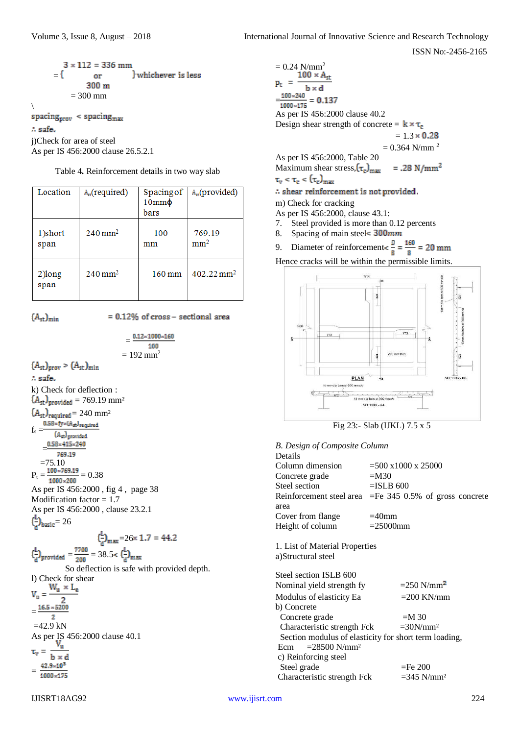$$= \{ \begin{matrix} 3 \times 112 = 336 \text{ mm} \\ \text{or} \\ 300 \text{ m} \end{matrix} \} \text{whichever is less}$$

= 300 mm

\

$spacing_{prov} < spacing_{max}$

∴ safe.

j)Check for area of steel

As per IS 456:2000 clause 26.5.2.1

Table 4. Reinforcement details in two way slab

| Location | $A_{st}$(required) | Spacing of 10mmϕ bars | $A_{st}$(provided) |
|---|---|---|---|
| 1)short span | 240 mm$^2$ | 100 mm | 769.19 mm$^2$ |
| 2)long span | 240 mm$^2$ | 160 mm | 402.22 mm$^2$ |

$(A_{st})_{min}$ = 0.12% of cross – sectional area

$$= \frac{0.12 \times 1000 \times 160}{100}$$

= 192 mm$^2$

$(A_{st})_{prov} > (A_{st})_{min}$

∴ safe.

k) Check for deflection :

$(A_{st})_{provided}$ = 769.19 mm²

$(A_{st})_{required}$ = 240 mm²

$$f_s = \frac{0.58 \times fy \times (A_{st})_{required}}{(A_{st})_{provided}}$$

$$= \frac{0.58 \times 415 \times 240}{769.19}$$

=75.10

$$P_t = \frac{100 \times 769.19}{1000 \times 200} = 0.38$$

As per IS 456:2000 , fig 4 , page 38

Modification factor = 1.7

As per IS 456:2000 , clause 23.2.1

$(\frac{l}{d})_{basic}$ = 26

$(\frac{l}{d})_{max}$ =26× 1.7 = 44.2

$(\frac{l}{d})_{provided} = \frac{7700}{200}$ = 38.5< $(\frac{l}{d})_{max}$

So deflection is safe with provided depth.

l) Check for shear

$$V_u = \frac{W_u \times L_e}{2}$$

$$= \frac{16.5 \times 5200}{2}$$

=42.9 kN

As per IS 456:2000 clause 40.1

$$\tau_v = \frac{V_u}{b \times d}$$

$$= \frac{42.9 \times 10^3}{1000 \times 175}$$

= 0.24 N/mm$^2$

$$P_t = \frac{100 \times A_{st}}{b \times d}$$

$$= \frac{100 \times 240}{1000 \times 175} = 0.137$$

As per IS 456:2000 clause 40.2

Design shear strength of concrete = $k \times \tau_c$

= 1.3 × 0.28

= 0.364 N/mm $^2$

As per IS 456:2000, Table 20

Maximum shear stress,$(\tau_c)_{max}$ = .28 N/mm$^2$

$\tau_v < \tau_c < (\tau_c)_{max}$

∴ shear reinforcement is not provided.

m) Check for cracking

As per IS 456:2000, clause 43.1:

7. Steel provided is more than 0.12 percents
8. Spacing of main steel< 300mm
9. Diameter of reinforcement< $\frac{D}{8} = \frac{160}{8}$ = 20 mm

Hence cracks will be within the permissible limits.

Fig 23:- Slab (IJKL) 7.5 x 5

*B. Design of Composite Column*

Details

| | |
|---|---|
| Column dimension | =500 x1000 x 25000 |
| Concrete grade | =M30 |
| Steel section | =ISLB 600 |
| Reinforcement steel area | =Fe 345 0.5% of gross concrete area |
| Cover from flange | =40mm |
| Height of column | =25000mm |

1. List of Material Properties

a)Structural steel

Steel section ISLB 600

Nominal yield strength fy =250 N/mm$^2$

Modulus of elasticity Ea =200 KN/mm

b) Concrete

Concrete grade =M 30

Characteristic strength Fck =30N/mm²

Section modulus of elasticity for short term loading, Ecm =28500 N/mm²

c) Reinforcing steel

Steel grade =Fe 200

Characteristic strength Fck =345 N/mm²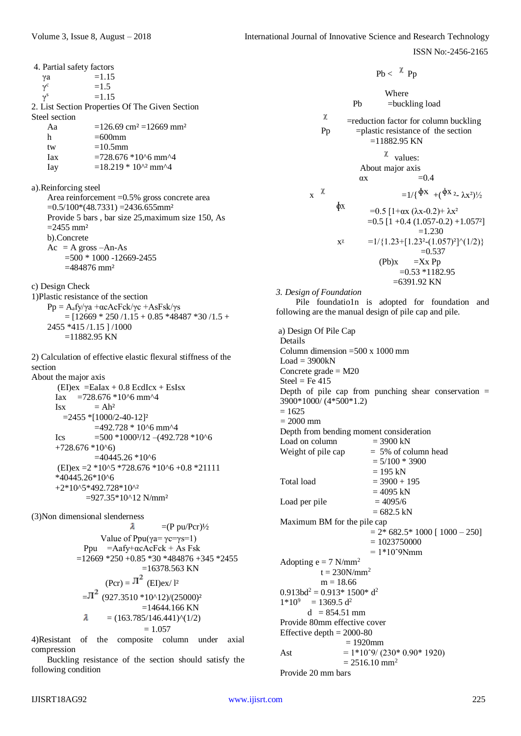4. Partial safety factors

$\gamma a$ =1.15

$\gamma^c$ =1.5

$\gamma^s$ =1.15

2. List Section Properties Of The Given Section

Steel section

Aa =126.69 cm² =12669 mm²

h =600mm

tw =10.5mm

Iax =728.676 *10^6 mm^4

Iay =18.219 * 10^² mm^4

a).Reinforcing steel

Area reinforcement =0.5% gross concrete area =0.5/100*(48.7331) =2436.655mm²

Provide 5 bars , bar size 25,maximum size 150, As =2455 mm²

b).Concrete

Ac = A gross –An-As

=500 * 1000 -12669-2455

=484876 mm²

c) Design Check

1)Plastic resistance of the section

$Pp = A_a fy/\gamma a + \alpha c Ac Fck/\gamma c + As Fsk/\gamma s$

= [12669 * 250 /1.15 + 0.85 *48487 *30 /1.5 + 2455 *415 /1.15 ] /1000

=11882.95 KN

2) Calculation of effective elastic flexural stiffness of the section

About the major axis

(EI)ex =EaIax + 0.8 EcdIcx + EsIsx

Iax =728.676 *10^6 mm^4

Isx = Ah²

=2455 *[1000/2-40-12]²

=492.728 * 10^6 mm^4

Ics =500 *1000³/12 –(492.728 *10^6 +728.676 *10^6)

=40445.26 *10^6

(EI)ex =2 *10^5 *728.676 *10^6 +0.8 *21111 *40445.26*10^6 +2*10^5*492.728*10^²

=927.35*10^12 N/mm²

(3)Non dimensional slenderness

$\lambda$ =(P pu/Pcr)½

Value of Ppu($\gamma a= \gamma c=\gamma s=1$)

Ppu =Aafy+αcAcFck + As Fsk

=12669 *250 +0.85 *30 *484876 +345 *2455

=16378.563 KN

(Pcr) = $\pi^2$ (EI)ex/ l²

=$\pi^2$ (927.3510 *10^12)/(25000)²

=14644.166 KN

$\lambda$ = (163.785/146.441)^(1/2)

= 1.057

4)Resistant of the composite column under axial compression

Buckling resistance of the section should satisfy the following condition

Pb < $\chi$ Pp

Where

Pb =buckling load

$\chi$ =reduction factor for column buckling

Pp =plastic resistance of the section

=11882.95 KN

$\chi$ values:

About major axis

αx =0.4

x $\chi$ =1/{$\phi$x +($\phi$x ²- λx²)½

$\phi$x =0.5 [1+αx (λx-0.2)+ λx²

=0.5 [1 +0.4 (1.057-0.2) +1.057²]

=1.230

x$\chi$ =1/{1.23+[1.23²-(1.057)²]^(1/2)}

=0.537

(Pb)x =Xx Pp

=0.53 *1182.95

=6391.92 KN

*3. Design of Foundation*

Pile foundatio1n is adopted for foundation and following are the manual design of pile cap and pile.

a) Design Of Pile Cap

Details

Column dimension =500 x 1000 mm

Load = 3900kN

Concrete grade = M20

Steel = Fe 415

Depth of pile cap from punching shear conservation = 3900*1000/ (4*500*1.2)

= 1625

= 2000 mm

Depth from bending moment consideration

Load on column = 3900 kN

Weight of pile cap = 5% of column head

= 5/100 * 3900

= 195 kN

Total load = 3900 + 195

= 4095 kN

Load per pile = 4095/6

= 682.5 kN

Maximum BM for the pile cap

= 2* 682.5* 1000 [ 1000 – 250]

= 1023750000

= 1*10ˆ9Nmm

Adopting e = 7 N/mm²

t = 230N/mm²

m = 18.66

0.913bd² = 0.913* 1500* d²

1*10⁹ = 1369.5 d²

d = 854.51 mm

Provide 80mm effective cover

Effective depth = 2000-80

= 1920mm

Ast = 1*10ˆ9/ (230* 0.90* 1920)

= 2516.10 mm²

Provide 20 mm bars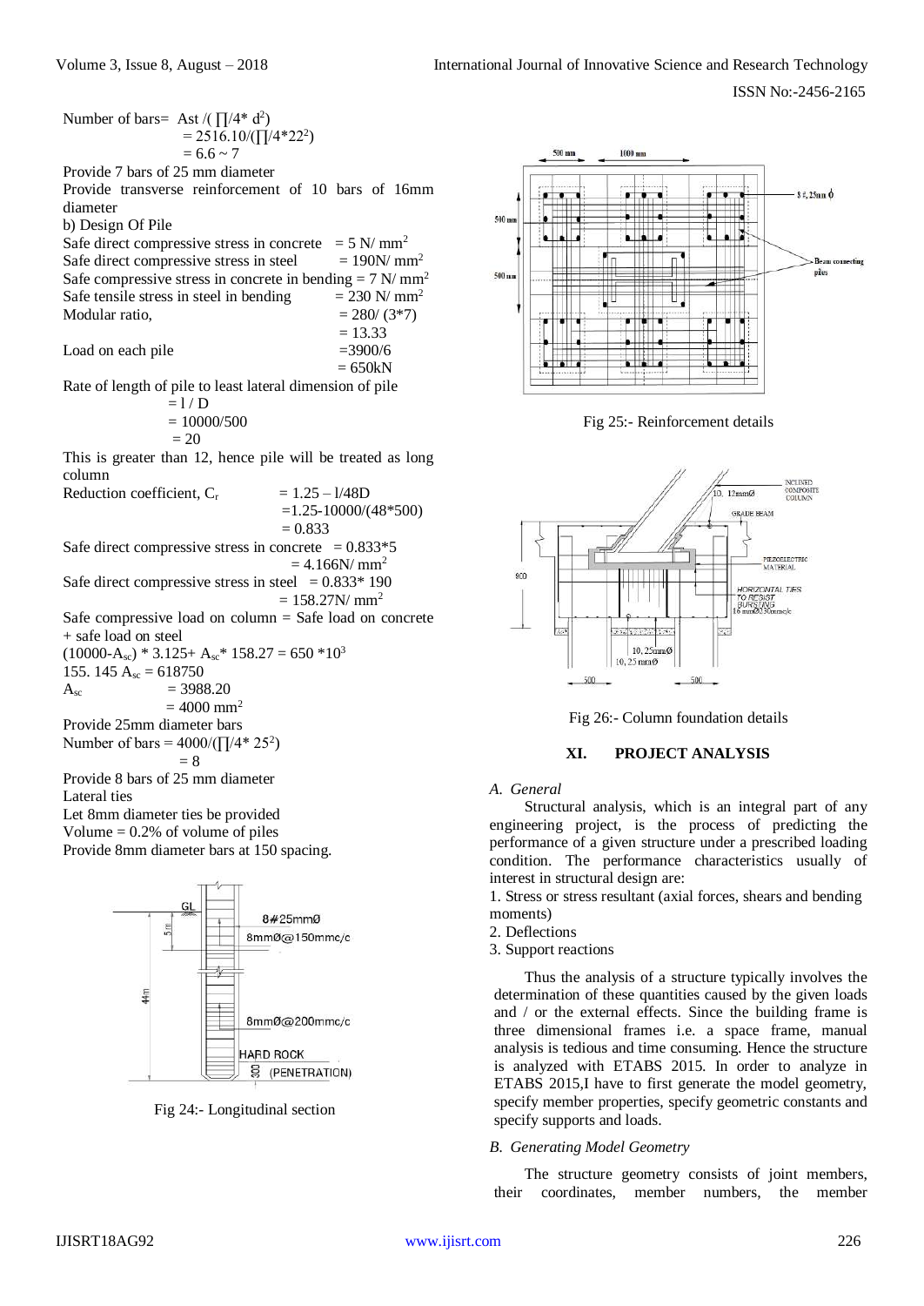Number of bars= Ast /( ∏/4* $d^2$)
= 2516.10/(∏/4*$22^2$)
= 6.6 ~ 7

Provide 7 bars of 25 mm diameter

Provide transverse reinforcement of 10 bars of 16mm diameter

b) Design Of Pile

Safe direct compressive stress in concrete = 5 N/ $mm^2$

Safe direct compressive stress in steel = 190N/ $mm^2$

Safe compressive stress in concrete in bending = 7 N/ $mm^2$

Safe tensile stress in steel in bending = 230 N/ $mm^2$

Modular ratio, = 280/ (3*7)
= 13.33

Load on each pile =3900/6
= 650kN

Rate of length of pile to least lateral dimension of pile
= l / D
= 10000/500
= 20

This is greater than 12, hence pile will be treated as long column

Reduction coefficient, $C_r$ = 1.25 – l/48D
=1.25-10000/(48*500)
= 0.833

Safe direct compressive stress in concrete = 0.833*5
= 4.166N/ $mm^2$

Safe direct compressive stress in steel = 0.833* 190
= 158.27N/ $mm^2$

Safe compressive load on column = Safe load on concrete + safe load on steel

$(10000-A_{sc}) * 3.125+ A_{sc}* 158.27 = 650 *10^3$

$155.145\ A_{sc} = 618750$

$A_{sc}$ = 3988.20
= 4000 $mm^2$

Provide 25mm diameter bars

Number of bars = 4000/(∏/4* $25^2$)
= 8

Provide 8 bars of 25 mm diameter

Lateral ties

Let 8mm diameter ties be provided

Volume = 0.2% of volume of piles

Provide 8mm diameter bars at 150 spacing.

Fig 24:- Longitudinal section

Fig 25:- Reinforcement details

Fig 26:- Column foundation details

## XI. PROJECT ANALYSIS

### A. General

Structural analysis, which is an integral part of any engineering project, is the process of predicting the performance of a given structure under a prescribed loading condition. The performance characteristics usually of interest in structural design are:

1. Stress or stress resultant (axial forces, shears and bending moments)
2. Deflections
3. Support reactions

Thus the analysis of a structure typically involves the determination of these quantities caused by the given loads and / or the external effects. Since the building frame is three dimensional frames i.e. a space frame, manual analysis is tedious and time consuming. Hence the structure is analyzed with ETABS 2015. In order to analyze in ETABS 2015,I have to first generate the model geometry, specify member properties, specify geometric constants and specify supports and loads.

### B. Generating Model Geometry

The structure geometry consists of joint members, their coordinates, member numbers, the member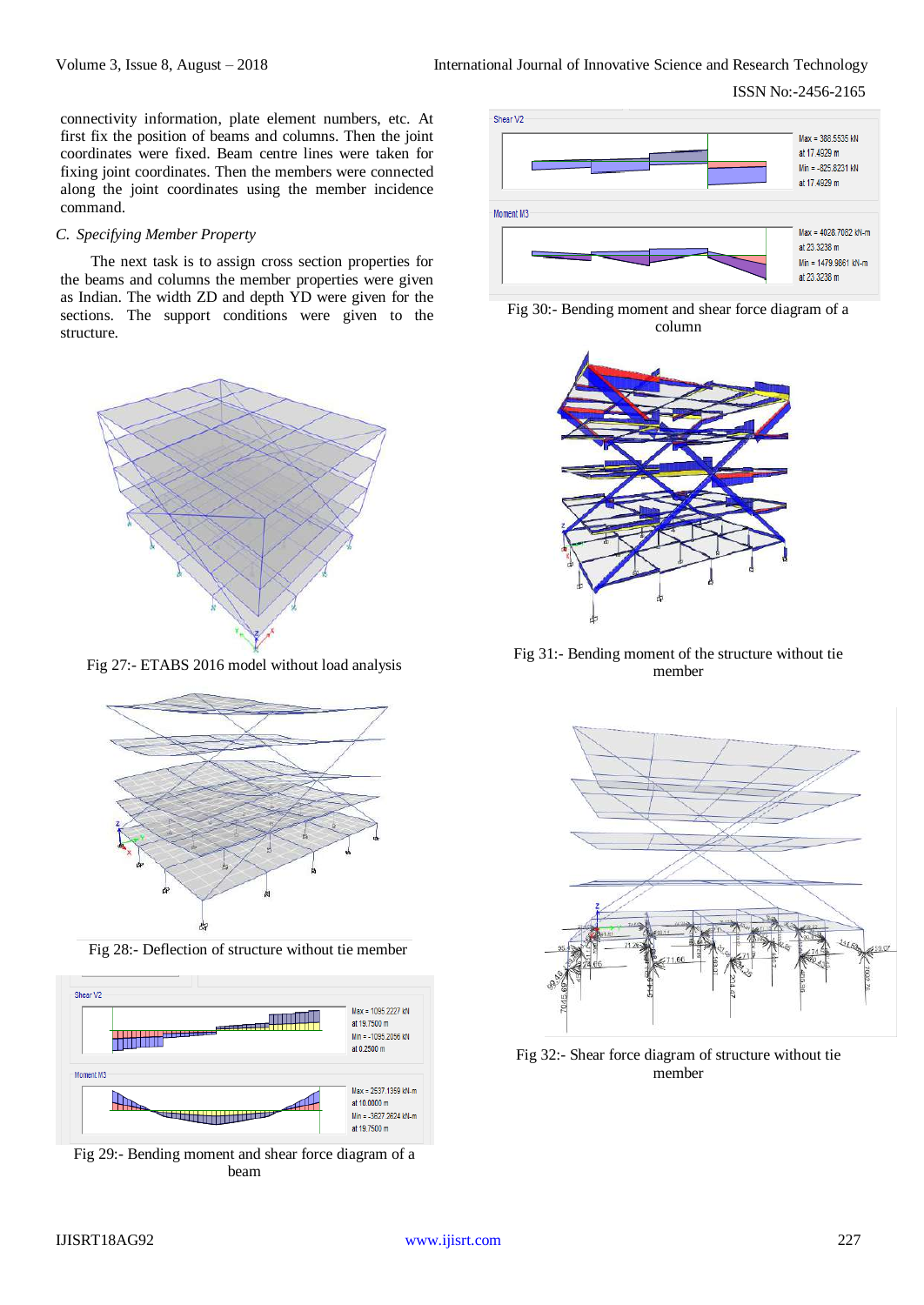connectivity information, plate element numbers, etc. At first fix the position of beams and columns. Then the joint coordinates were fixed. Beam centre lines were taken for fixing joint coordinates. Then the members were connected along the joint coordinates using the member incidence command.

### *C. Specifying Member Property*

The next task is to assign cross section properties for the beams and columns the member properties were given as Indian. The width ZD and depth YD were given for the sections. The support conditions were given to the structure.

Fig 27:- ETABS 2016 model without load analysis

Fig 28:- Deflection of structure without tie member

Fig 29:- Bending moment and shear force diagram of a beam

Fig 30:- Bending moment and shear force diagram of a column

Fig 31:- Bending moment of the structure without tie member

Fig 32:- Shear force diagram of structure without tie member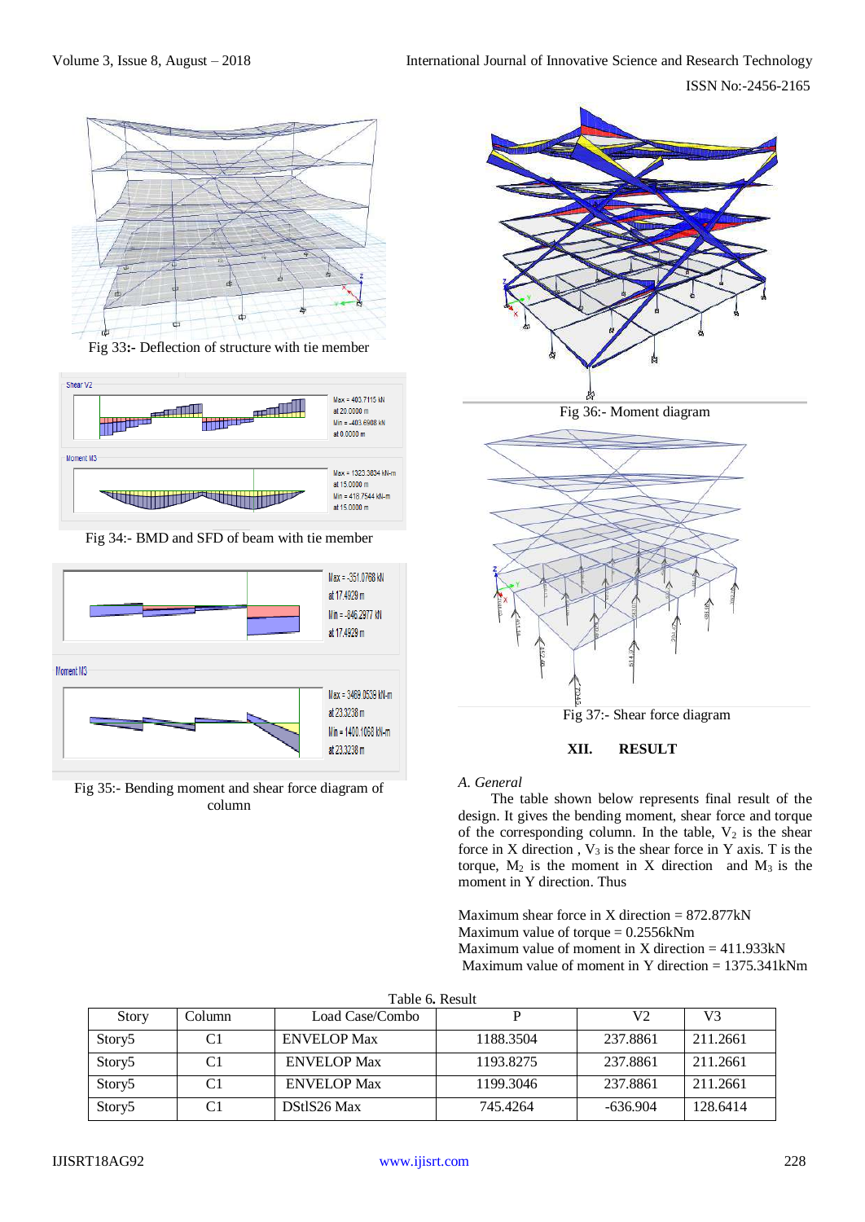Fig 33:- Deflection of structure with tie member

Fig 34:- BMD and SFD of beam with tie member

Fig 35:- Bending moment and shear force diagram of column

Fig 36:- Moment diagram

Fig 37:- Shear force diagram

## XII. RESULT

*A. General*

The table shown below represents final result of the design. It gives the bending moment, shear force and torque of the corresponding column. In the table, $V_2$ is the shear force in X direction , $V_3$ is the shear force in Y axis. T is the torque, $M_2$ is the moment in X direction and $M_3$ is the moment in Y direction. Thus

Maximum shear force in X direction = 872.877kN
Maximum value of torque = 0.2556kNm
Maximum value of moment in X direction = 411.933kN
Maximum value of moment in Y direction = 1375.341kNm

Table 6. Result

| Story | Column | Load Case/Combo | P | V2 | V3 |
|---|---|---|---|---|---|
| Story5 | C1 | ENVELOP Max | 1188.3504 | 237.8861 | 211.2661 |
| Story5 | C1 | ENVELOP Max | 1193.8275 | 237.8861 | 211.2661 |
| Story5 | C1 | ENVELOP Max | 1199.3046 | 237.8861 | 211.2661 |
| Story5 | C1 | DStlS26 Max | 745.4264 | -636.904 | 128.6414 |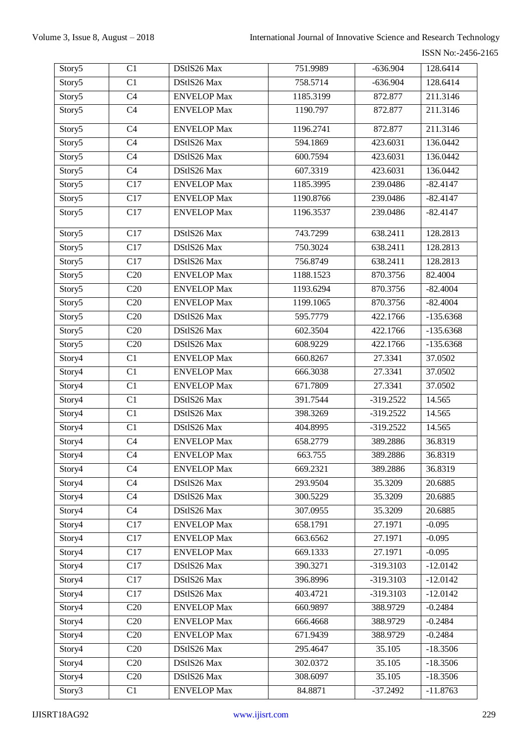| Story5 | C1 | DStlS26 Max | 751.9989 | -636.904 | 128.6414 |
|---|---|---|---|---|---|
| Story5 | C1 | DStlS26 Max | 758.5714 | -636.904 | 128.6414 |
| Story5 | C4 | ENVELOP Max | 1185.3199 | 872.877 | 211.3146 |
| Story5 | C4 | ENVELOP Max | 1190.797 | 872.877 | 211.3146 |
| Story5 | C4 | ENVELOP Max | 1196.2741 | 872.877 | 211.3146 |
| Story5 | C4 | DStlS26 Max | 594.1869 | 423.6031 | 136.0442 |
| Story5 | C4 | DStlS26 Max | 600.7594 | 423.6031 | 136.0442 |
| Story5 | C4 | DStlS26 Max | 607.3319 | 423.6031 | 136.0442 |
| Story5 | C17 | ENVELOP Max | 1185.3995 | 239.0486 | -82.4147 |
| Story5 | C17 | ENVELOP Max | 1190.8766 | 239.0486 | -82.4147 |
| Story5 | C17 | ENVELOP Max | 1196.3537 | 239.0486 | -82.4147 |
| Story5 | C17 | DStlS26 Max | 743.7299 | 638.2411 | 128.2813 |
| Story5 | C17 | DStlS26 Max | 750.3024 | 638.2411 | 128.2813 |
| Story5 | C17 | DStlS26 Max | 756.8749 | 638.2411 | 128.2813 |
| Story5 | C20 | ENVELOP Max | 1188.1523 | 870.3756 | 82.4004 |
| Story5 | C20 | ENVELOP Max | 1193.6294 | 870.3756 | -82.4004 |
| Story5 | C20 | ENVELOP Max | 1199.1065 | 870.3756 | -82.4004 |
| Story5 | C20 | DStlS26 Max | 595.7779 | 422.1766 | -135.6368 |
| Story5 | C20 | DStlS26 Max | 602.3504 | 422.1766 | -135.6368 |
| Story5 | C20 | DStlS26 Max | 608.9229 | 422.1766 | -135.6368 |
| Story4 | C1 | ENVELOP Max | 660.8267 | 27.3341 | 37.0502 |
| Story4 | C1 | ENVELOP Max | 666.3038 | 27.3341 | 37.0502 |
| Story4 | C1 | ENVELOP Max | 671.7809 | 27.3341 | 37.0502 |
| Story4 | C1 | DStlS26 Max | 391.7544 | -319.2522 | 14.565 |
| Story4 | C1 | DStlS26 Max | 398.3269 | -319.2522 | 14.565 |
| Story4 | C1 | DStlS26 Max | 404.8995 | -319.2522 | 14.565 |
| Story4 | C4 | ENVELOP Max | 658.2779 | 389.2886 | 36.8319 |
| Story4 | C4 | ENVELOP Max | 663.755 | 389.2886 | 36.8319 |
| Story4 | C4 | ENVELOP Max | 669.2321 | 389.2886 | 36.8319 |
| Story4 | C4 | DStlS26 Max | 293.9504 | 35.3209 | 20.6885 |
| Story4 | C4 | DStlS26 Max | 300.5229 | 35.3209 | 20.6885 |
| Story4 | C4 | DStlS26 Max | 307.0955 | 35.3209 | 20.6885 |
| Story4 | C17 | ENVELOP Max | 658.1791 | 27.1971 | -0.095 |
| Story4 | C17 | ENVELOP Max | 663.6562 | 27.1971 | -0.095 |
| Story4 | C17 | ENVELOP Max | 669.1333 | 27.1971 | -0.095 |
| Story4 | C17 | DStlS26 Max | 390.3271 | -319.3103 | -12.0142 |
| Story4 | C17 | DStlS26 Max | 396.8996 | -319.3103 | -12.0142 |
| Story4 | C17 | DStlS26 Max | 403.4721 | -319.3103 | -12.0142 |
| Story4 | C20 | ENVELOP Max | 660.9897 | 388.9729 | -0.2484 |
| Story4 | C20 | ENVELOP Max | 666.4668 | 388.9729 | -0.2484 |
| Story4 | C20 | ENVELOP Max | 671.9439 | 388.9729 | -0.2484 |
| Story4 | C20 | DStlS26 Max | 295.4647 | 35.105 | -18.3506 |
| Story4 | C20 | DStlS26 Max | 302.0372 | 35.105 | -18.3506 |
| Story4 | C20 | DStlS26 Max | 308.6097 | 35.105 | -18.3506 |
| Story3 | C1 | ENVELOP Max | 84.8871 | -37.2492 | -11.8763 |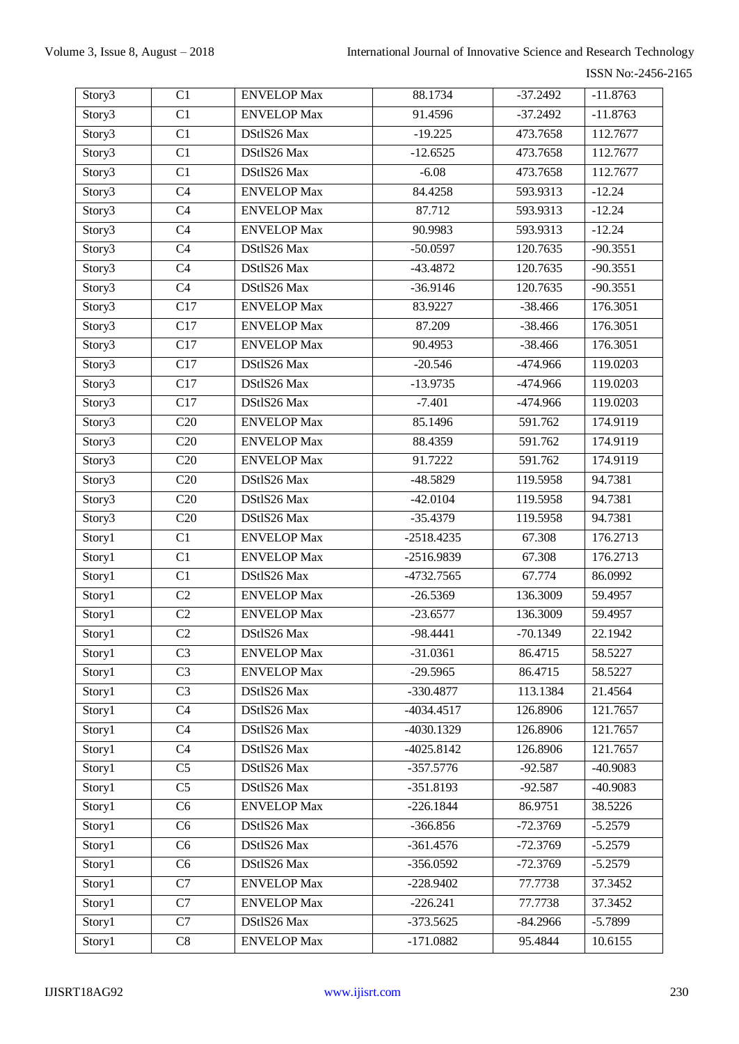| Story3 | C1 | ENVELOP Max | 88.1734 | -37.2492 | -11.8763 |
|---|---|---|---|---|---|
| Story3 | C1 | ENVELOP Max | 91.4596 | -37.2492 | -11.8763 |
| Story3 | C1 | DStlS26 Max | -19.225 | 473.7658 | 112.7677 |
| Story3 | C1 | DStlS26 Max | -12.6525 | 473.7658 | 112.7677 |
| Story3 | C1 | DStlS26 Max | -6.08 | 473.7658 | 112.7677 |
| Story3 | C4 | ENVELOP Max | 84.4258 | 593.9313 | -12.24 |
| Story3 | C4 | ENVELOP Max | 87.712 | 593.9313 | -12.24 |
| Story3 | C4 | ENVELOP Max | 90.9983 | 593.9313 | -12.24 |
| Story3 | C4 | DStlS26 Max | -50.0597 | 120.7635 | -90.3551 |
| Story3 | C4 | DStlS26 Max | -43.4872 | 120.7635 | -90.3551 |
| Story3 | C4 | DStlS26 Max | -36.9146 | 120.7635 | -90.3551 |
| Story3 | C17 | ENVELOP Max | 83.9227 | -38.466 | 176.3051 |
| Story3 | C17 | ENVELOP Max | 87.209 | -38.466 | 176.3051 |
| Story3 | C17 | ENVELOP Max | 90.4953 | -38.466 | 176.3051 |
| Story3 | C17 | DStlS26 Max | -20.546 | -474.966 | 119.0203 |
| Story3 | C17 | DStlS26 Max | -13.9735 | -474.966 | 119.0203 |
| Story3 | C17 | DStlS26 Max | -7.401 | -474.966 | 119.0203 |
| Story3 | C20 | ENVELOP Max | 85.1496 | 591.762 | 174.9119 |
| Story3 | C20 | ENVELOP Max | 88.4359 | 591.762 | 174.9119 |
| Story3 | C20 | ENVELOP Max | 91.7222 | 591.762 | 174.9119 |
| Story3 | C20 | DStlS26 Max | -48.5829 | 119.5958 | 94.7381 |
| Story3 | C20 | DStlS26 Max | -42.0104 | 119.5958 | 94.7381 |
| Story3 | C20 | DStlS26 Max | -35.4379 | 119.5958 | 94.7381 |
| Story1 | C1 | ENVELOP Max | -2518.4235 | 67.308 | 176.2713 |
| Story1 | C1 | ENVELOP Max | -2516.9839 | 67.308 | 176.2713 |
| Story1 | C1 | DStlS26 Max | -4732.7565 | 67.774 | 86.0992 |
| Story1 | C2 | ENVELOP Max | -26.5369 | 136.3009 | 59.4957 |
| Story1 | C2 | ENVELOP Max | -23.6577 | 136.3009 | 59.4957 |
| Story1 | C2 | DStlS26 Max | -98.4441 | -70.1349 | 22.1942 |
| Story1 | C3 | ENVELOP Max | -31.0361 | 86.4715 | 58.5227 |
| Story1 | C3 | ENVELOP Max | -29.5965 | 86.4715 | 58.5227 |
| Story1 | C3 | DStlS26 Max | -330.4877 | 113.1384 | 21.4564 |
| Story1 | C4 | DStlS26 Max | -4034.4517 | 126.8906 | 121.7657 |
| Story1 | C4 | DStlS26 Max | -4030.1329 | 126.8906 | 121.7657 |
| Story1 | C4 | DStlS26 Max | -4025.8142 | 126.8906 | 121.7657 |
| Story1 | C5 | DStlS26 Max | -357.5776 | -92.587 | -40.9083 |
| Story1 | C5 | DStlS26 Max | -351.8193 | -92.587 | -40.9083 |
| Story1 | C6 | ENVELOP Max | -226.1844 | 86.9751 | 38.5226 |
| Story1 | C6 | DStlS26 Max | -366.856 | -72.3769 | -5.2579 |
| Story1 | C6 | DStlS26 Max | -361.4576 | -72.3769 | -5.2579 |
| Story1 | C6 | DStlS26 Max | -356.0592 | -72.3769 | -5.2579 |
| Story1 | C7 | ENVELOP Max | -228.9402 | 77.7738 | 37.3452 |
| Story1 | C7 | ENVELOP Max | -226.241 | 77.7738 | 37.3452 |
| Story1 | C7 | DStlS26 Max | -373.5625 | -84.2966 | -5.7899 |
| Story1 | C8 | ENVELOP Max | -171.0882 | 95.4844 | 10.6155 |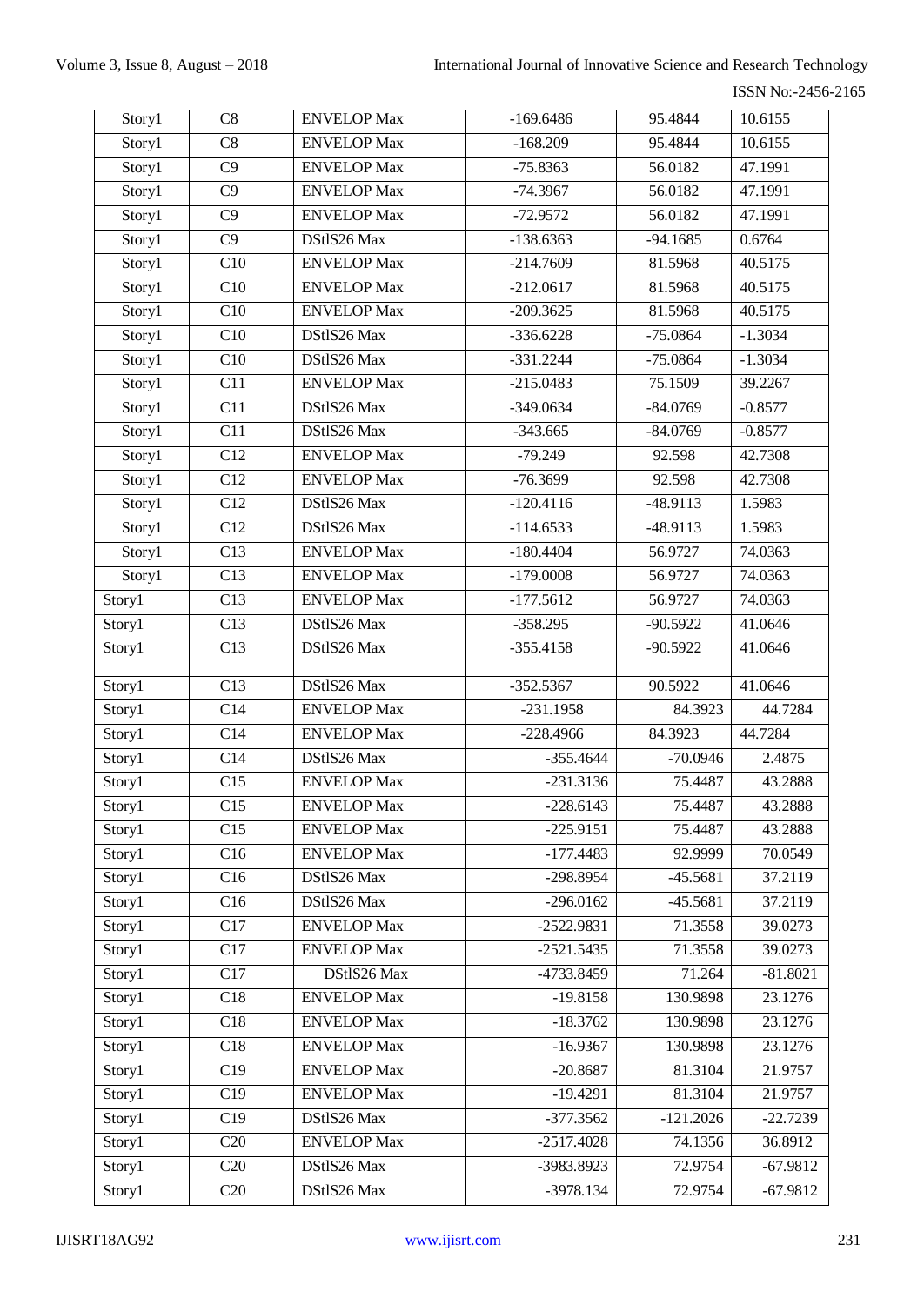| Story1 | C8 | ENVELOP Max | -169.6486 | 95.4844 | 10.6155 |
|---|---|---|---|---|---|
| Story1 | C8 | ENVELOP Max | -168.209 | 95.4844 | 10.6155 |
| Story1 | C9 | ENVELOP Max | -75.8363 | 56.0182 | 47.1991 |
| Story1 | C9 | ENVELOP Max | -74.3967 | 56.0182 | 47.1991 |
| Story1 | C9 | ENVELOP Max | -72.9572 | 56.0182 | 47.1991 |
| Story1 | C9 | DStlS26 Max | -138.6363 | -94.1685 | 0.6764 |
| Story1 | C10 | ENVELOP Max | -214.7609 | 81.5968 | 40.5175 |
| Story1 | C10 | ENVELOP Max | -212.0617 | 81.5968 | 40.5175 |
| Story1 | C10 | ENVELOP Max | -209.3625 | 81.5968 | 40.5175 |
| Story1 | C10 | DStlS26 Max | -336.6228 | -75.0864 | -1.3034 |
| Story1 | C10 | DStlS26 Max | -331.2244 | -75.0864 | -1.3034 |
| Story1 | C11 | ENVELOP Max | -215.0483 | 75.1509 | 39.2267 |
| Story1 | C11 | DStlS26 Max | -349.0634 | -84.0769 | -0.8577 |
| Story1 | C11 | DStlS26 Max | -343.665 | -84.0769 | -0.8577 |
| Story1 | C12 | ENVELOP Max | -79.249 | 92.598 | 42.7308 |
| Story1 | C12 | ENVELOP Max | -76.3699 | 92.598 | 42.7308 |
| Story1 | C12 | DStlS26 Max | -120.4116 | -48.9113 | 1.5983 |
| Story1 | C12 | DStlS26 Max | -114.6533 | -48.9113 | 1.5983 |
| Story1 | C13 | ENVELOP Max | -180.4404 | 56.9727 | 74.0363 |
| Story1 | C13 | ENVELOP Max | -179.0008 | 56.9727 | 74.0363 |
| Story1 | C13 | ENVELOP Max | -177.5612 | 56.9727 | 74.0363 |
| Story1 | C13 | DStlS26 Max | -358.295 | -90.5922 | 41.0646 |
| Story1 | C13 | DStlS26 Max | -355.4158 | -90.5922 | 41.0646 |
| Story1 | C13 | DStlS26 Max | -352.5367 | 90.5922 | 41.0646 |
| Story1 | C14 | ENVELOP Max | -231.1958 | 84.3923 | 44.7284 |
| Story1 | C14 | ENVELOP Max | -228.4966 | 84.3923 | 44.7284 |
| Story1 | C14 | DStlS26 Max | -355.4644 | -70.0946 | 2.4875 |
| Story1 | C15 | ENVELOP Max | -231.3136 | 75.4487 | 43.2888 |
| Story1 | C15 | ENVELOP Max | -228.6143 | 75.4487 | 43.2888 |
| Story1 | C15 | ENVELOP Max | -225.9151 | 75.4487 | 43.2888 |
| Story1 | C16 | ENVELOP Max | -177.4483 | 92.9999 | 70.0549 |
| Story1 | C16 | DStlS26 Max | -298.8954 | -45.5681 | 37.2119 |
| Story1 | C16 | DStlS26 Max | -296.0162 | -45.5681 | 37.2119 |
| Story1 | C17 | ENVELOP Max | -2522.9831 | 71.3558 | 39.0273 |
| Story1 | C17 | ENVELOP Max | -2521.5435 | 71.3558 | 39.0273 |
| Story1 | C17 | DStlS26 Max | -4733.8459 | 71.264 | -81.8021 |
| Story1 | C18 | ENVELOP Max | -19.8158 | 130.9898 | 23.1276 |
| Story1 | C18 | ENVELOP Max | -18.3762 | 130.9898 | 23.1276 |
| Story1 | C18 | ENVELOP Max | -16.9367 | 130.9898 | 23.1276 |
| Story1 | C19 | ENVELOP Max | -20.8687 | 81.3104 | 21.9757 |
| Story1 | C19 | ENVELOP Max | -19.4291 | 81.3104 | 21.9757 |
| Story1 | C19 | DStlS26 Max | -377.3562 | -121.2026 | -22.7239 |
| Story1 | C20 | ENVELOP Max | -2517.4028 | 74.1356 | 36.8912 |
| Story1 | C20 | DStlS26 Max | -3983.8923 | 72.9754 | -67.9812 |
| Story1 | C20 | DStlS26 Max | -3978.134 | 72.9754 | -67.9812 |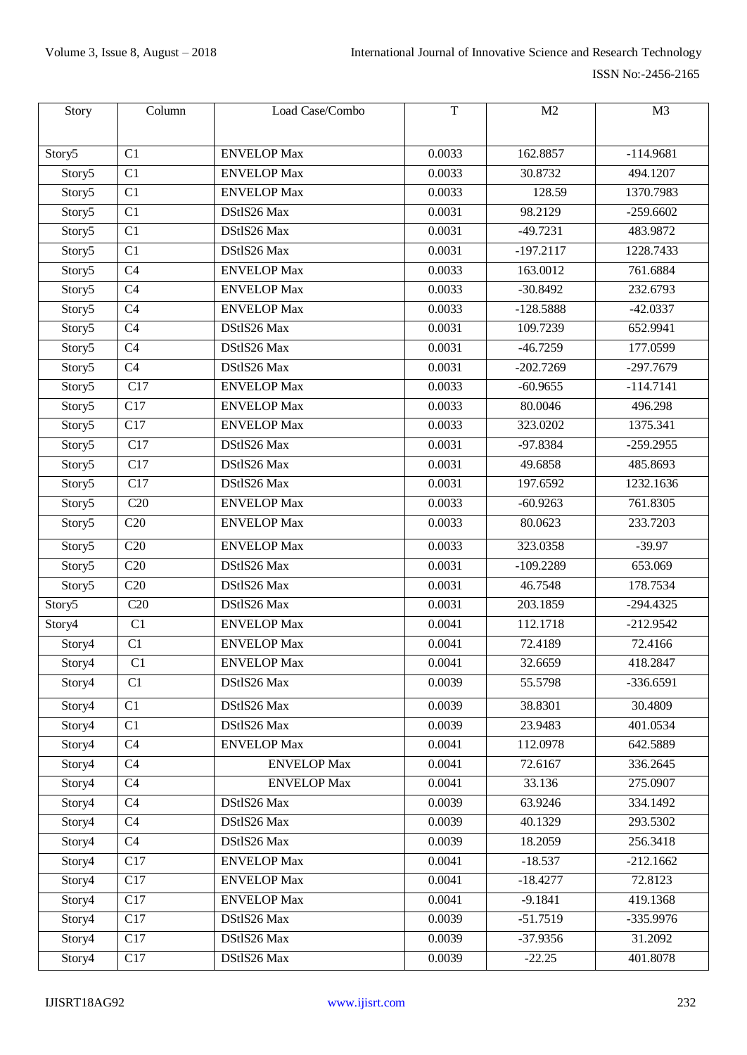| Story | Column | Load Case/Combo | T | M2 | M3 |
|---|---|---|---|---|---|
| Story5 | C1 | ENVELOP Max | 0.0033 | 162.8857 | -114.9681 |
| Story5 | C1 | ENVELOP Max | 0.0033 | 30.8732 | 494.1207 |
| Story5 | C1 | ENVELOP Max | 0.0033 | 128.59 | 1370.7983 |
| Story5 | C1 | DStlS26 Max | 0.0031 | 98.2129 | -259.6602 |
| Story5 | C1 | DStlS26 Max | 0.0031 | -49.7231 | 483.9872 |
| Story5 | C1 | DStlS26 Max | 0.0031 | -197.2117 | 1228.7433 |
| Story5 | C4 | ENVELOP Max | 0.0033 | 163.0012 | 761.6884 |
| Story5 | C4 | ENVELOP Max | 0.0033 | -30.8492 | 232.6793 |
| Story5 | C4 | ENVELOP Max | 0.0033 | -128.5888 | -42.0337 |
| Story5 | C4 | DStlS26 Max | 0.0031 | 109.7239 | 652.9941 |
| Story5 | C4 | DStlS26 Max | 0.0031 | -46.7259 | 177.0599 |
| Story5 | C4 | DStlS26 Max | 0.0031 | -202.7269 | -297.7679 |
| Story5 | C17 | ENVELOP Max | 0.0033 | -60.9655 | -114.7141 |
| Story5 | C17 | ENVELOP Max | 0.0033 | 80.0046 | 496.298 |
| Story5 | C17 | ENVELOP Max | 0.0033 | 323.0202 | 1375.341 |
| Story5 | C17 | DStlS26 Max | 0.0031 | -97.8384 | -259.2955 |
| Story5 | C17 | DStlS26 Max | 0.0031 | 49.6858 | 485.8693 |
| Story5 | C17 | DStlS26 Max | 0.0031 | 197.6592 | 1232.1636 |
| Story5 | C20 | ENVELOP Max | 0.0033 | -60.9263 | 761.8305 |
| Story5 | C20 | ENVELOP Max | 0.0033 | 80.0623 | 233.7203 |
| Story5 | C20 | ENVELOP Max | 0.0033 | 323.0358 | -39.97 |
| Story5 | C20 | DStlS26 Max | 0.0031 | -109.2289 | 653.069 |
| Story5 | C20 | DStlS26 Max | 0.0031 | 46.7548 | 178.7534 |
| Story5 | C20 | DStlS26 Max | 0.0031 | 203.1859 | -294.4325 |
| Story4 | C1 | ENVELOP Max | 0.0041 | 112.1718 | -212.9542 |
| Story4 | C1 | ENVELOP Max | 0.0041 | 72.4189 | 72.4166 |
| Story4 | C1 | ENVELOP Max | 0.0041 | 32.6659 | 418.2847 |
| Story4 | C1 | DStlS26 Max | 0.0039 | 55.5798 | -336.6591 |
| Story4 | C1 | DStlS26 Max | 0.0039 | 38.8301 | 30.4809 |
| Story4 | C1 | DStlS26 Max | 0.0039 | 23.9483 | 401.0534 |
| Story4 | C4 | ENVELOP Max | 0.0041 | 112.0978 | 642.5889 |
| Story4 | C4 | ENVELOP Max | 0.0041 | 72.6167 | 336.2645 |
| Story4 | C4 | ENVELOP Max | 0.0041 | 33.136 | 275.0907 |
| Story4 | C4 | DStlS26 Max | 0.0039 | 63.9246 | 334.1492 |
| Story4 | C4 | DStlS26 Max | 0.0039 | 40.1329 | 293.5302 |
| Story4 | C4 | DStlS26 Max | 0.0039 | 18.2059 | 256.3418 |
| Story4 | C17 | ENVELOP Max | 0.0041 | -18.537 | -212.1662 |
| Story4 | C17 | ENVELOP Max | 0.0041 | -18.4277 | 72.8123 |
| Story4 | C17 | ENVELOP Max | 0.0041 | -9.1841 | 419.1368 |
| Story4 | C17 | DStlS26 Max | 0.0039 | -51.7519 | -335.9976 |
| Story4 | C17 | DStlS26 Max | 0.0039 | -37.9356 | 31.2092 |
| Story4 | C17 | DStlS26 Max | 0.0039 | -22.25 | 401.8078 |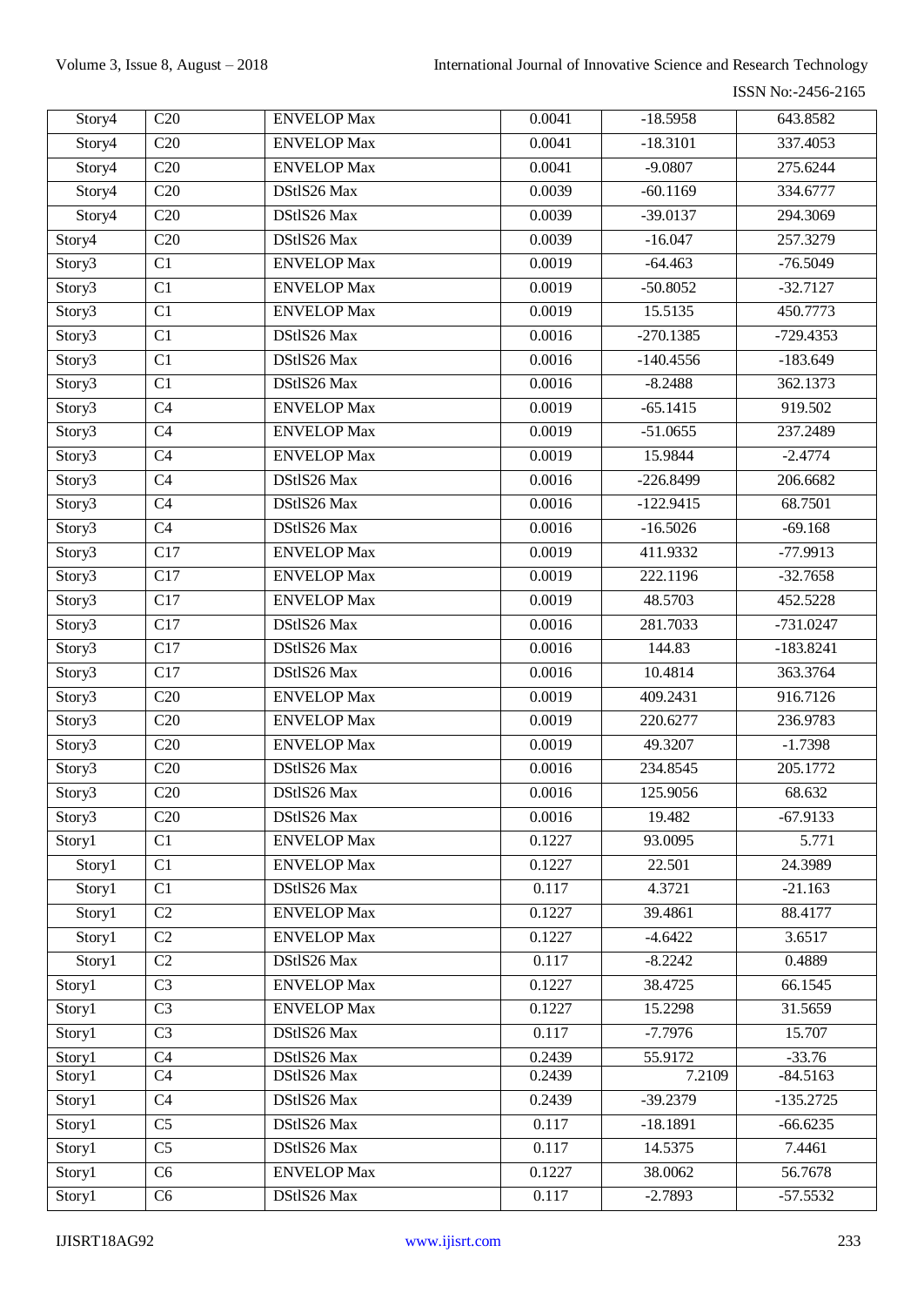| Story4 | C20 | ENVELOP Max | 0.0041 | -18.5958 | 643.8582 |
|---|---|---|---|---|---|
| Story4 | C20 | ENVELOP Max | 0.0041 | -18.3101 | 337.4053 |
| Story4 | C20 | ENVELOP Max | 0.0041 | -9.0807 | 275.6244 |
| Story4 | C20 | DStlS26 Max | 0.0039 | -60.1169 | 334.6777 |
| Story4 | C20 | DStlS26 Max | 0.0039 | -39.0137 | 294.3069 |
| Story4 | C20 | DStlS26 Max | 0.0039 | -16.047 | 257.3279 |
| Story3 | C1 | ENVELOP Max | 0.0019 | -64.463 | -76.5049 |
| Story3 | C1 | ENVELOP Max | 0.0019 | -50.8052 | -32.7127 |
| Story3 | C1 | ENVELOP Max | 0.0019 | 15.5135 | 450.7773 |
| Story3 | C1 | DStlS26 Max | 0.0016 | -270.1385 | -729.4353 |
| Story3 | C1 | DStlS26 Max | 0.0016 | -140.4556 | -183.649 |
| Story3 | C1 | DStlS26 Max | 0.0016 | -8.2488 | 362.1373 |
| Story3 | C4 | ENVELOP Max | 0.0019 | -65.1415 | 919.502 |
| Story3 | C4 | ENVELOP Max | 0.0019 | -51.0655 | 237.2489 |
| Story3 | C4 | ENVELOP Max | 0.0019 | 15.9844 | -2.4774 |
| Story3 | C4 | DStlS26 Max | 0.0016 | -226.8499 | 206.6682 |
| Story3 | C4 | DStlS26 Max | 0.0016 | -122.9415 | 68.7501 |
| Story3 | C4 | DStlS26 Max | 0.0016 | -16.5026 | -69.168 |
| Story3 | C17 | ENVELOP Max | 0.0019 | 411.9332 | -77.9913 |
| Story3 | C17 | ENVELOP Max | 0.0019 | 222.1196 | -32.7658 |
| Story3 | C17 | ENVELOP Max | 0.0019 | 48.5703 | 452.5228 |
| Story3 | C17 | DStlS26 Max | 0.0016 | 281.7033 | -731.0247 |
| Story3 | C17 | DStlS26 Max | 0.0016 | 144.83 | -183.8241 |
| Story3 | C17 | DStlS26 Max | 0.0016 | 10.4814 | 363.3764 |
| Story3 | C20 | ENVELOP Max | 0.0019 | 409.2431 | 916.7126 |
| Story3 | C20 | ENVELOP Max | 0.0019 | 220.6277 | 236.9783 |
| Story3 | C20 | ENVELOP Max | 0.0019 | 49.3207 | -1.7398 |
| Story3 | C20 | DStlS26 Max | 0.0016 | 234.8545 | 205.1772 |
| Story3 | C20 | DStlS26 Max | 0.0016 | 125.9056 | 68.632 |
| Story3 | C20 | DStlS26 Max | 0.0016 | 19.482 | -67.9133 |
| Story1 | C1 | ENVELOP Max | 0.1227 | 93.0095 | 5.771 |
| Story1 | C1 | ENVELOP Max | 0.1227 | 22.501 | 24.3989 |
| Story1 | C1 | DStlS26 Max | 0.117 | 4.3721 | -21.163 |
| Story1 | C2 | ENVELOP Max | 0.1227 | 39.4861 | 88.4177 |
| Story1 | C2 | ENVELOP Max | 0.1227 | -4.6422 | 3.6517 |
| Story1 | C2 | DStlS26 Max | 0.117 | -8.2242 | 0.4889 |
| Story1 | C3 | ENVELOP Max | 0.1227 | 38.4725 | 66.1545 |
| Story1 | C3 | ENVELOP Max | 0.1227 | 15.2298 | 31.5659 |
| Story1 | C3 | DStlS26 Max | 0.117 | -7.7976 | 15.707 |
| Story1 | C4 | DStlS26 Max | 0.2439 | 55.9172 | -33.76 |
| Story1 | C4 | DStlS26 Max | 0.2439 | 7.2109 | -84.5163 |
| Story1 | C4 | DStlS26 Max | 0.2439 | -39.2379 | -135.2725 |
| Story1 | C5 | DStlS26 Max | 0.117 | -18.1891 | -66.6235 |
| Story1 | C5 | DStlS26 Max | 0.117 | 14.5375 | 7.4461 |
| Story1 | C6 | ENVELOP Max | 0.1227 | 38.0062 | 56.7678 |
| Story1 | C6 | DStlS26 Max | 0.117 | -2.7893 | -57.5532 |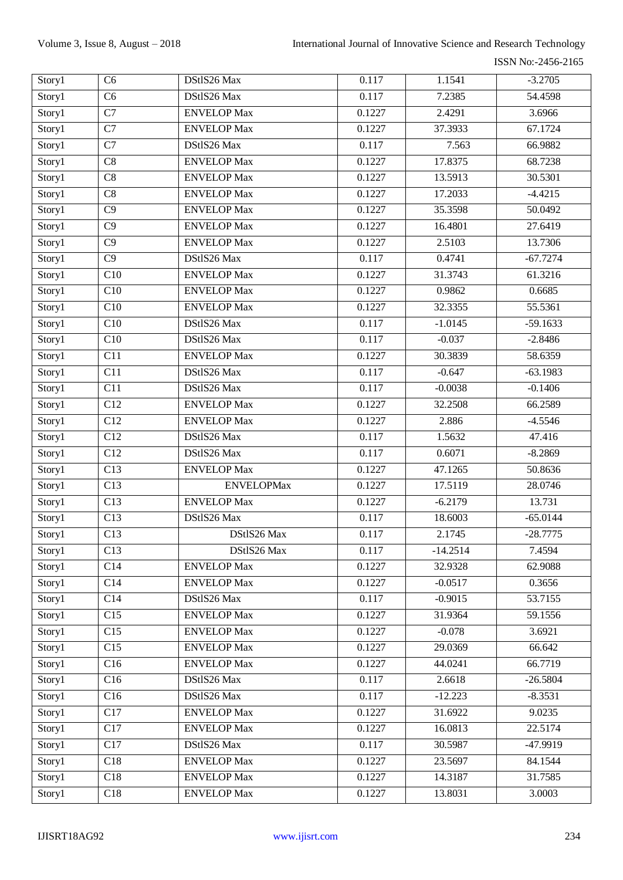| Story1 | C6 | DStlS26 Max | 0.117 | 1.1541 | -3.2705 |
|---|---|---|---|---|---|
| Story1 | C6 | DStlS26 Max | 0.117 | 7.2385 | 54.4598 |
| Story1 | C7 | ENVELOP Max | 0.1227 | 2.4291 | 3.6966 |
| Story1 | C7 | ENVELOP Max | 0.1227 | 37.3933 | 67.1724 |
| Story1 | C7 | DStlS26 Max | 0.117 | 7.563 | 66.9882 |
| Story1 | C8 | ENVELOP Max | 0.1227 | 17.8375 | 68.7238 |
| Story1 | C8 | ENVELOP Max | 0.1227 | 13.5913 | 30.5301 |
| Story1 | C8 | ENVELOP Max | 0.1227 | 17.2033 | -4.4215 |
| Story1 | C9 | ENVELOP Max | 0.1227 | 35.3598 | 50.0492 |
| Story1 | C9 | ENVELOP Max | 0.1227 | 16.4801 | 27.6419 |
| Story1 | C9 | ENVELOP Max | 0.1227 | 2.5103 | 13.7306 |
| Story1 | C9 | DStlS26 Max | 0.117 | 0.4741 | -67.7274 |
| Story1 | C10 | ENVELOP Max | 0.1227 | 31.3743 | 61.3216 |
| Story1 | C10 | ENVELOP Max | 0.1227 | 0.9862 | 0.6685 |
| Story1 | C10 | ENVELOP Max | 0.1227 | 32.3355 | 55.5361 |
| Story1 | C10 | DStlS26 Max | 0.117 | -1.0145 | -59.1633 |
| Story1 | C10 | DStlS26 Max | 0.117 | -0.037 | -2.8486 |
| Story1 | C11 | ENVELOP Max | 0.1227 | 30.3839 | 58.6359 |
| Story1 | C11 | DStlS26 Max | 0.117 | -0.647 | -63.1983 |
| Story1 | C11 | DStlS26 Max | 0.117 | -0.0038 | -0.1406 |
| Story1 | C12 | ENVELOP Max | 0.1227 | 32.2508 | 66.2589 |
| Story1 | C12 | ENVELOP Max | 0.1227 | 2.886 | -4.5546 |
| Story1 | C12 | DStlS26 Max | 0.117 | 1.5632 | 47.416 |
| Story1 | C12 | DStlS26 Max | 0.117 | 0.6071 | -8.2869 |
| Story1 | C13 | ENVELOP Max | 0.1227 | 47.1265 | 50.8636 |
| Story1 | C13 | ENVELOPMax | 0.1227 | 17.5119 | 28.0746 |
| Story1 | C13 | ENVELOP Max | 0.1227 | -6.2179 | 13.731 |
| Story1 | C13 | DStlS26 Max | 0.117 | 18.6003 | -65.0144 |
| Story1 | C13 | DStlS26 Max | 0.117 | 2.1745 | -28.7775 |
| Story1 | C13 | DStlS26 Max | 0.117 | -14.2514 | 7.4594 |
| Story1 | C14 | ENVELOP Max | 0.1227 | 32.9328 | 62.9088 |
| Story1 | C14 | ENVELOP Max | 0.1227 | -0.0517 | 0.3656 |
| Story1 | C14 | DStlS26 Max | 0.117 | -0.9015 | 53.7155 |
| Story1 | C15 | ENVELOP Max | 0.1227 | 31.9364 | 59.1556 |
| Story1 | C15 | ENVELOP Max | 0.1227 | -0.078 | 3.6921 |
| Story1 | C15 | ENVELOP Max | 0.1227 | 29.0369 | 66.642 |
| Story1 | C16 | ENVELOP Max | 0.1227 | 44.0241 | 66.7719 |
| Story1 | C16 | DStlS26 Max | 0.117 | 2.6618 | -26.5804 |
| Story1 | C16 | DStlS26 Max | 0.117 | -12.223 | -8.3531 |
| Story1 | C17 | ENVELOP Max | 0.1227 | 31.6922 | 9.0235 |
| Story1 | C17 | ENVELOP Max | 0.1227 | 16.0813 | 22.5174 |
| Story1 | C17 | DStlS26 Max | 0.117 | 30.5987 | -47.9919 |
| Story1 | C18 | ENVELOP Max | 0.1227 | 23.5697 | 84.1544 |
| Story1 | C18 | ENVELOP Max | 0.1227 | 14.3187 | 31.7585 |
| Story1 | C18 | ENVELOP Max | 0.1227 | 13.8031 | 3.0003 |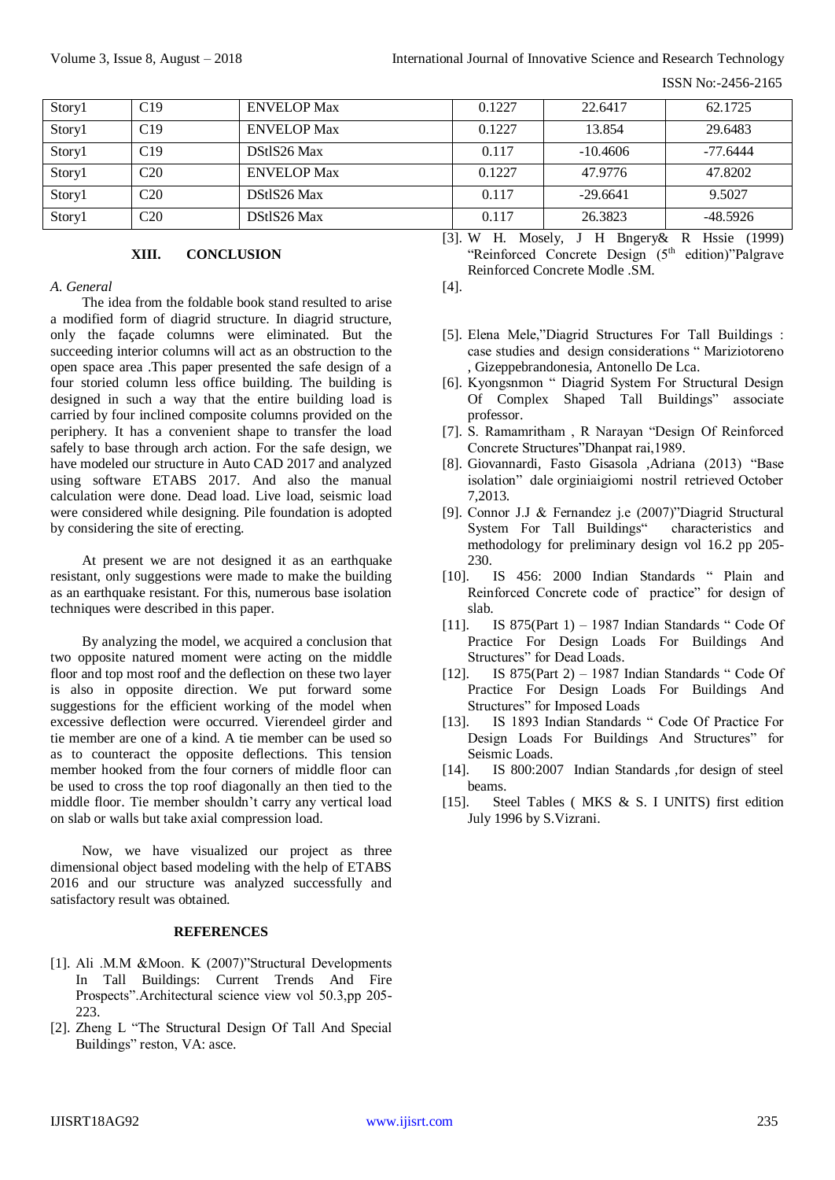| | | | | | |
|---|---|---|---|---|---|
| Story1 | C19 | ENVELOP Max | 0.1227 | 22.6417 | 62.1725 |
| Story1 | C19 | ENVELOP Max | 0.1227 | 13.854 | 29.6483 |
| Story1 | C19 | DStlS26 Max | 0.117 | -10.4606 | -77.6444 |
| Story1 | C20 | ENVELOP Max | 0.1227 | 47.9776 | 47.8202 |
| Story1 | C20 | DStlS26 Max | 0.117 | -29.6641 | 9.5027 |
| Story1 | C20 | DStlS26 Max | 0.117 | 26.3823 | -48.5926 |

## XIII. CONCLUSION

### *A. General*

The idea from the foldable book stand resulted to arise a modified form of diagrid structure. In diagrid structure, only the façade columns were eliminated. But the succeeding interior columns will act as an obstruction to the open space area .This paper presented the safe design of a four storied column less office building. The building is designed in such a way that the entire building load is carried by four inclined composite columns provided on the periphery. It has a convenient shape to transfer the load safely to base through arch action. For the safe design, we have modeled our structure in Auto CAD 2017 and analyzed using software ETABS 2017. And also the manual calculation were done. Dead load. Live load, seismic load were considered while designing. Pile foundation is adopted by considering the site of erecting.

At present we are not designed it as an earthquake resistant, only suggestions were made to make the building as an earthquake resistant. For this, numerous base isolation techniques were described in this paper.

By analyzing the model, we acquired a conclusion that two opposite natured moment were acting on the middle floor and top most roof and the deflection on these two layer is also in opposite direction. We put forward some suggestions for the efficient working of the model when excessive deflection were occurred. Vierendeel girder and tie member are one of a kind. A tie member can be used so as to counteract the opposite deflections. This tension member hooked from the four corners of middle floor can be used to cross the top roof diagonally an then tied to the middle floor. Tie member shouldn't carry any vertical load on slab or walls but take axial compression load.

Now, we have visualized our project as three dimensional object based modeling with the help of ETABS 2016 and our structure was analyzed successfully and satisfactory result was obtained.

## REFERENCES

[1]. Ali .M.M &Moon. K (2007)"Structural Developments In Tall Buildings: Current Trends And Fire Prospects".Architectural science view vol 50.3,pp 205-223.

[2]. Zheng L "The Structural Design Of Tall And Special Buildings" reston, VA: asce.

[3]. W H. Mosely, J H Bngery& R Hssie (1999) "Reinforced Concrete Design (5th edition)"Palgrave Reinforced Concrete Modle .SM.

[4].

[5]. Elena Mele,"Diagrid Structures For Tall Buildings : case studies and design considerations " Mariziotoreno , Gizeppebrandonesia, Antonello De Lca.

[6]. Kyongsnmon " Diagrid System For Structural Design Of Complex Shaped Tall Buildings" associate professor.

[7]. S. Ramamritham , R Narayan "Design Of Reinforced Concrete Structures"Dhanpat rai,1989.

[8]. Giovannardi, Fasto Gisasola ,Adriana (2013) "Base isolation" dale orginiaigiomi nostril retrieved October 7,2013.

[9]. Connor J.J & Fernandez j.e (2007)"Diagrid Structural System For Tall Buildings" characteristics and methodology for preliminary design vol 16.2 pp 205-230.

[10]. IS 456: 2000 Indian Standards " Plain and Reinforced Concrete code of practice" for design of slab.

[11]. IS 875(Part 1) – 1987 Indian Standards " Code Of Practice For Design Loads For Buildings And Structures" for Dead Loads.

[12]. IS 875(Part 2) – 1987 Indian Standards " Code Of Practice For Design Loads For Buildings And Structures" for Imposed Loads

[13]. IS 1893 Indian Standards " Code Of Practice For Design Loads For Buildings And Structures" for Seismic Loads.

[14]. IS 800:2007 Indian Standards ,for design of steel beams.

[15]. Steel Tables ( MKS & S. I UNITS) first edition July 1996 by S.Vizrani.